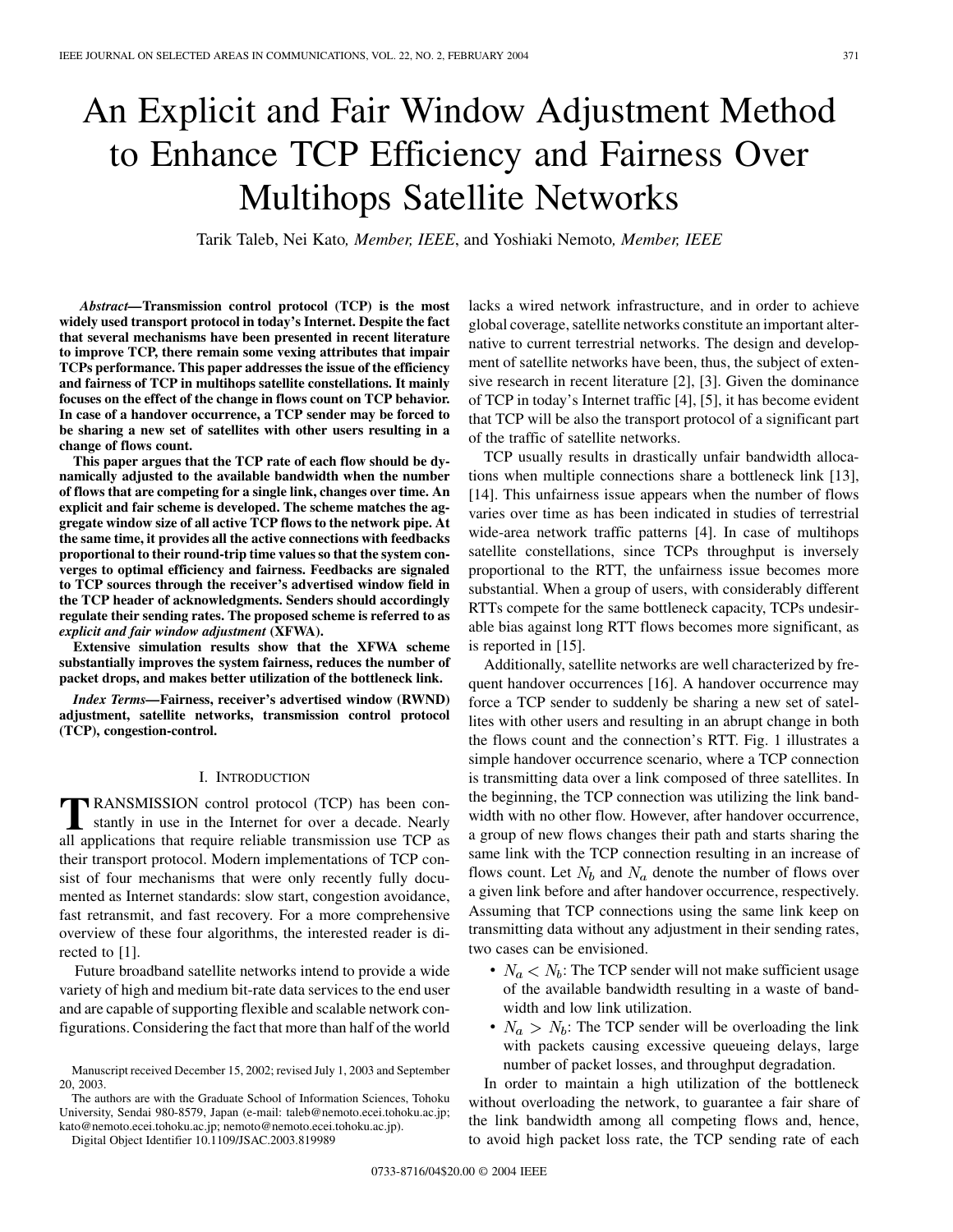# An Explicit and Fair Window Adjustment Method to Enhance TCP Efficiency and Fairness Over Multihops Satellite Networks

Tarik Taleb, Nei Kato, *Member, IEEE*, and Yoshiaki Nemoto, *Member, IEEE*

***Abstract*—Transmission control protocol (TCP) is the most widely used transport protocol in today's Internet. Despite the fact that several mechanisms have been presented in recent literature to improve TCP, there remain some vexing attributes that impair TCPs performance. This paper addresses the issue of the efficiency and fairness of TCP in multihops satellite constellations. It mainly focuses on the effect of the change in flows count on TCP behavior. In case of a handover occurrence, a TCP sender may be forced to be sharing a new set of satellites with other users resulting in a change of flows count.**

**This paper argues that the TCP rate of each flow should be dynamically adjusted to the available bandwidth when the number of flows that are competing for a single link, changes over time. An explicit and fair scheme is developed. The scheme matches the aggregate window size of all active TCP flows to the network pipe. At the same time, it provides all the active connections with feedbacks proportional to their round-trip time values so that the system converges to optimal efficiency and fairness. Feedbacks are signaled to TCP sources through the receiver's advertised window field in the TCP header of acknowledgments. Senders should accordingly regulate their sending rates. The proposed scheme is referred to as *explicit and fair window adjustment* (XFWA).**

**Extensive simulation results show that the XFWA scheme substantially improves the system fairness, reduces the number of packet drops, and makes better utilization of the bottleneck link.**

***Index Terms*—Fairness, receiver's advertised window (RWND) adjustment, satellite networks, transmission control protocol (TCP), congestion-control.**

## I. Introduction

Transmission control protocol (TCP) has been constantly in use in the Internet for over a decade. Nearly all applications that require reliable transmission use TCP as their transport protocol. Modern implementations of TCP consist of four mechanisms that were only recently fully documented as Internet standards: slow start, congestion avoidance, fast retransmit, and fast recovery. For a more comprehensive overview of these four algorithms, the interested reader is directed to [1].

Future broadband satellite networks intend to provide a wide variety of high and medium bit-rate data services to the end user and are capable of supporting flexible and scalable network configurations. Considering the fact that more than half of the world lacks a wired network infrastructure, and in order to achieve global coverage, satellite networks constitute an important alternative to current terrestrial networks. The design and development of satellite networks have been, thus, the subject of extensive research in recent literature [2], [3]. Given the dominance of TCP in today's Internet traffic [4], [5], it has become evident that TCP will be also the transport protocol of a significant part of the traffic of satellite networks.

TCP usually results in drastically unfair bandwidth allocations when multiple connections share a bottleneck link [13], [14]. This unfairness issue appears when the number of flows varies over time as has been indicated in studies of terrestrial wide-area network traffic patterns [4]. In case of multihops satellite constellations, since TCPs throughput is inversely proportional to the RTT, the unfairness issue becomes more substantial. When a group of users, with considerably different RTTs compete for the same bottleneck capacity, TCPs undesirable bias against long RTT flows becomes more significant, as is reported in [15].

Additionally, satellite networks are well characterized by frequent handover occurrences [16]. A handover occurrence may force a TCP sender to suddenly be sharing a new set of satellites with other users and resulting in an abrupt change in both the flows count and the connection's RTT. Fig. 1 illustrates a simple handover occurrence scenario, where a TCP connection is transmitting data over a link composed of three satellites. In the beginning, the TCP connection was utilizing the link bandwidth with no other flow. However, after handover occurrence, a group of new flows changes their path and starts sharing the same link with the TCP connection resulting in an increase of flows count. Let $N_b$ and $N_a$ denote the number of flows over a given link before and after handover occurrence, respectively. Assuming that TCP connections using the same link keep on transmitting data without any adjustment in their sending rates, two cases can be envisioned.

- $N_a < N_b$: The TCP sender will not make sufficient usage of the available bandwidth resulting in a waste of bandwidth and low link utilization.
- $N_a > N_b$: The TCP sender will be overloading the link with packets causing excessive queueing delays, large number of packet losses, and throughput degradation.

In order to maintain a high utilization of the bottleneck without overloading the network, to guarantee a fair share of the link bandwidth among all competing flows and, hence, to avoid high packet loss rate, the TCP sending rate of each

Manuscript received December 15, 2002; revised July 1, 2003 and September 20, 2003.

The authors are with the Graduate School of Information Sciences, Tohoku University, Sendai 980-8579, Japan (e-mail: taleb@nemoto.ecei.tohoku.ac.jp; kato@nemoto.ecei.tohoku.ac.jp; nemoto@nemoto.ecei.tohoku.ac.jp).

Digital Object Identifier 10.1109/JSAC.2003.819989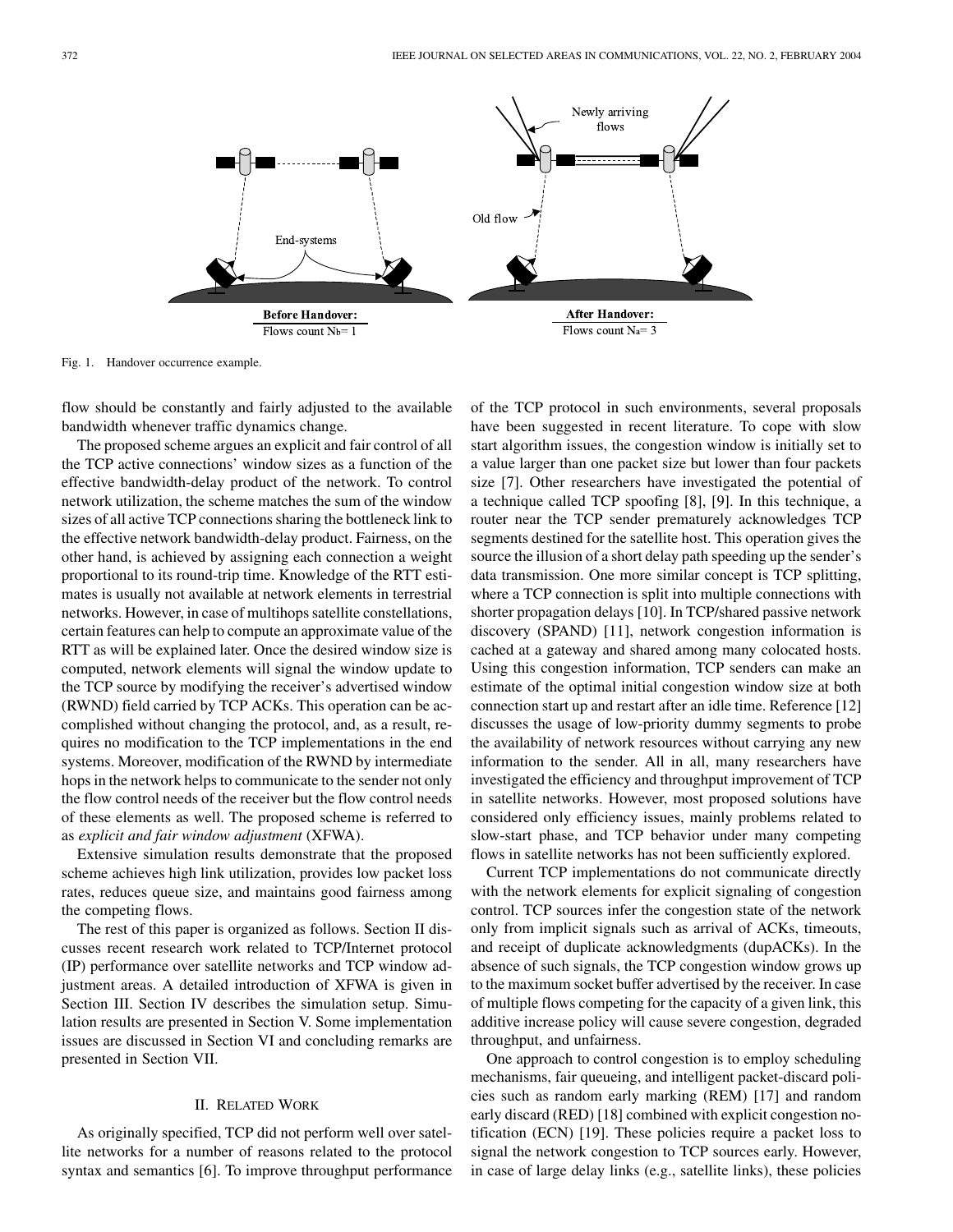Fig. 1. Handover occurrence example.

flow should be constantly and fairly adjusted to the available bandwidth whenever traffic dynamics change.

The proposed scheme argues an explicit and fair control of all the TCP active connections' window sizes as a function of the effective bandwidth-delay product of the network. To control network utilization, the scheme matches the sum of the window sizes of all active TCP connections sharing the bottleneck link to the effective network bandwidth-delay product. Fairness, on the other hand, is achieved by assigning each connection a weight proportional to its round-trip time. Knowledge of the RTT estimates is usually not available at network elements in terrestrial networks. However, in case of multihops satellite constellations, certain features can help to compute an approximate value of the RTT as will be explained later. Once the desired window size is computed, network elements will signal the window update to the TCP source by modifying the receiver's advertised window (RWND) field carried by TCP ACKs. This operation can be accomplished without changing the protocol, and, as a result, requires no modification to the TCP implementations in the end systems. Moreover, modification of the RWND by intermediate hops in the network helps to communicate to the sender not only the flow control needs of the receiver but the flow control needs of these elements as well. The proposed scheme is referred to as *explicit and fair window adjustment* (XFWA).

Extensive simulation results demonstrate that the proposed scheme achieves high link utilization, provides low packet loss rates, reduces queue size, and maintains good fairness among the competing flows.

The rest of this paper is organized as follows. Section II discusses recent research work related to TCP/Internet protocol (IP) performance over satellite networks and TCP window adjustment areas. A detailed introduction of XFWA is given in Section III. Section IV describes the simulation setup. Simulation results are presented in Section V. Some implementation issues are discussed in Section VI and concluding remarks are presented in Section VII.

## II. Related Work

As originally specified, TCP did not perform well over satellite networks for a number of reasons related to the protocol syntax and semantics [6]. To improve throughput performance of the TCP protocol in such environments, several proposals have been suggested in recent literature. To cope with slow start algorithm issues, the congestion window is initially set to a value larger than one packet size but lower than four packets size [7]. Other researchers have investigated the potential of a technique called TCP spoofing [8], [9]. In this technique, a router near the TCP sender prematurely acknowledges TCP segments destined for the satellite host. This operation gives the source the illusion of a short delay path speeding up the sender's data transmission. One more similar concept is TCP splitting, where a TCP connection is split into multiple connections with shorter propagation delays [10]. In TCP/shared passive network discovery (SPAND) [11], network congestion information is cached at a gateway and shared among many colocated hosts. Using this congestion information, TCP senders can make an estimate of the optimal initial congestion window size at both connection start up and restart after an idle time. Reference [12] discusses the usage of low-priority dummy segments to probe the availability of network resources without carrying any new information to the sender. All in all, many researchers have investigated the efficiency and throughput improvement of TCP in satellite networks. However, most proposed solutions have considered only efficiency issues, mainly problems related to slow-start phase, and TCP behavior under many competing flows in satellite networks has not been sufficiently explored.

Current TCP implementations do not communicate directly with the network elements for explicit signaling of congestion control. TCP sources infer the congestion state of the network only from implicit signals such as arrival of ACKs, timeouts, and receipt of duplicate acknowledgments (dupACKs). In the absence of such signals, the TCP congestion window grows up to the maximum socket buffer advertised by the receiver. In case of multiple flows competing for the capacity of a given link, this additive increase policy will cause severe congestion, degraded throughput, and unfairness.

One approach to control congestion is to employ scheduling mechanisms, fair queueing, and intelligent packet-discard policies such as random early marking (REM) [17] and random early discard (RED) [18] combined with explicit congestion notification (ECN) [19]. These policies require a packet loss to signal the network congestion to TCP sources early. However, in case of large delay links (e.g., satellite links), these policies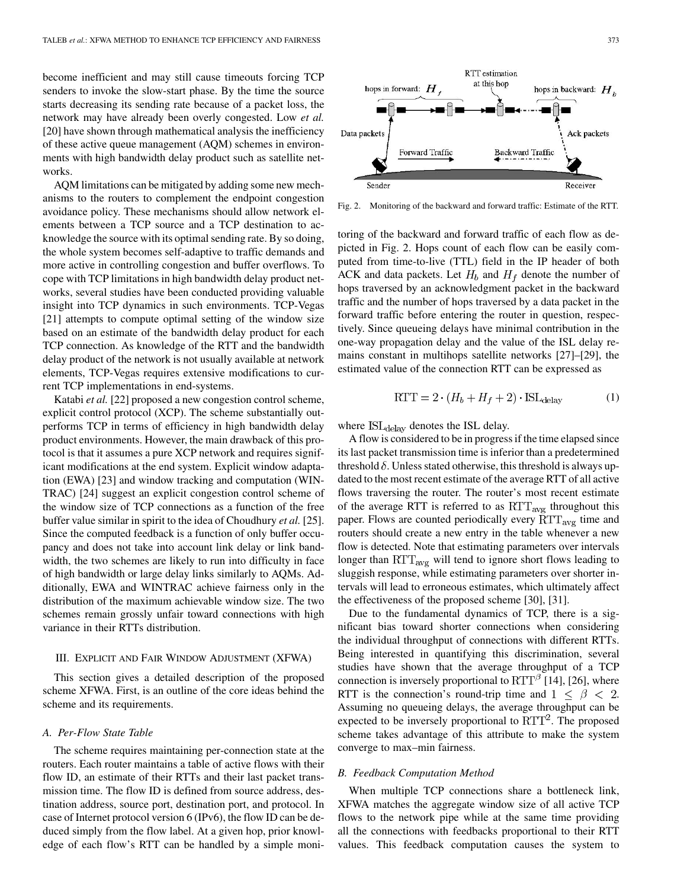become inefficient and may still cause timeouts forcing TCP senders to invoke the slow-start phase. By the time the source starts decreasing its sending rate because of a packet loss, the network may have already been overly congested. Low *et al.* [20] have shown through mathematical analysis the inefficiency of these active queue management (AQM) schemes in environments with high bandwidth delay product such as satellite networks.

AQM limitations can be mitigated by adding some new mechanisms to the routers to complement the endpoint congestion avoidance policy. These mechanisms should allow network elements between a TCP source and a TCP destination to acknowledge the source with its optimal sending rate. By so doing, the whole system becomes self-adaptive to traffic demands and more active in controlling congestion and buffer overflows. To cope with TCP limitations in high bandwidth delay product networks, several studies have been conducted providing valuable insight into TCP dynamics in such environments. TCP-Vegas [21] attempts to compute optimal setting of the window size based on an estimate of the bandwidth delay product for each TCP connection. As knowledge of the RTT and the bandwidth delay product of the network is not usually available at network elements, TCP-Vegas requires extensive modifications to current TCP implementations in end-systems.

Katabi *et al.* [22] proposed a new congestion control scheme, explicit control protocol (XCP). The scheme substantially outperforms TCP in terms of efficiency in high bandwidth delay product environments. However, the main drawback of this protocol is that it assumes a pure XCP network and requires significant modifications at the end system. Explicit window adaptation (EWA) [23] and window tracking and computation (WINTRAC) [24] suggest an explicit congestion control scheme of the window size of TCP connections as a function of the free buffer value similar in spirit to the idea of Choudhury *et al.* [25]. Since the computed feedback is a function of only buffer occupancy and does not take into account link delay or link bandwidth, the two schemes are likely to run into difficulty in face of high bandwidth or large delay links similarly to AQMs. Additionally, EWA and WINTRAC achieve fairness only in the distribution of the maximum achievable window size. The two schemes remain grossly unfair toward connections with high variance in their RTTs distribution.

## III. Explicit and Fair Window Adjustment (XFWA)

This section gives a detailed description of the proposed scheme XFWA. First, is an outline of the core ideas behind the scheme and its requirements.

### A. Per-Flow State Table

The scheme requires maintaining per-connection state at the routers. Each router maintains a table of active flows with their flow ID, an estimate of their RTTs and their last packet transmission time. The flow ID is defined from source address, destination address, source port, destination port, and protocol. In case of Internet protocol version 6 (IPv6), the flow ID can be deduced simply from the flow label. At a given hop, prior knowledge of each flow's RTT can be handled by a simple monitoring of the backward and forward traffic of each flow as depicted in Fig. 2. Hops count of each flow can be easily computed from time-to-live (TTL) field in the IP header of both ACK and data packets. Let $H_b$ and $H_f$ denote the number of hops traversed by an acknowledgment packet in the backward traffic and the number of hops traversed by a data packet in the forward traffic before entering the router in question, respectively. Since queueing delays have minimal contribution in the one-way propagation delay and the value of the ISL delay remains constant in multihops satellite networks [27]–[29], the estimated value of the connection RTT can be expressed as

Fig. 2. Monitoring of the backward and forward traffic: Estimate of the RTT.

$$\mathrm{RTT} = 2 \cdot (H_b + H_f + 2) \cdot \mathrm{ISL}_{\mathrm{delay}} \tag{1}$$

where $\mathrm{ISL}_{\mathrm{delay}}$ denotes the ISL delay.

A flow is considered to be in progress if the time elapsed since its last packet transmission time is inferior than a predetermined threshold $\delta$. Unless stated otherwise, this threshold is always updated to the most recent estimate of the average RTT of all active flows traversing the router. The router's most recent estimate of the average RTT is referred to as $\mathrm{RTT}_{\mathrm{avg}}$ throughout this paper. Flows are counted periodically every $\mathrm{RTT}_{\mathrm{avg}}$ time and routers should create a new entry in the table whenever a new flow is detected. Note that estimating parameters over intervals longer than $\mathrm{RTT}_{\mathrm{avg}}$ will tend to ignore short flows leading to sluggish response, while estimating parameters over shorter intervals will lead to erroneous estimates, which ultimately affect the effectiveness of the proposed scheme [30], [31].

Due to the fundamental dynamics of TCP, there is a significant bias toward shorter connections when considering the individual throughput of connections with different RTTs. Being interested in quantifying this discrimination, several studies have shown that the average throughput of a TCP connection is inversely proportional to $\mathrm{RTT}^{\beta}$ [14], [26], where RTT is the connection's round-trip time and $1 \leq \beta < 2$. Assuming no queueing delays, the average throughput can be expected to be inversely proportional to $\mathrm{RTT}^2$. The proposed scheme takes advantage of this attribute to make the system converge to max–min fairness.

### B. Feedback Computation Method

When multiple TCP connections share a bottleneck link, XFWA matches the aggregate window size of all active TCP flows to the network pipe while at the same time providing all the connections with feedbacks proportional to their RTT values. This feedback computation causes the system to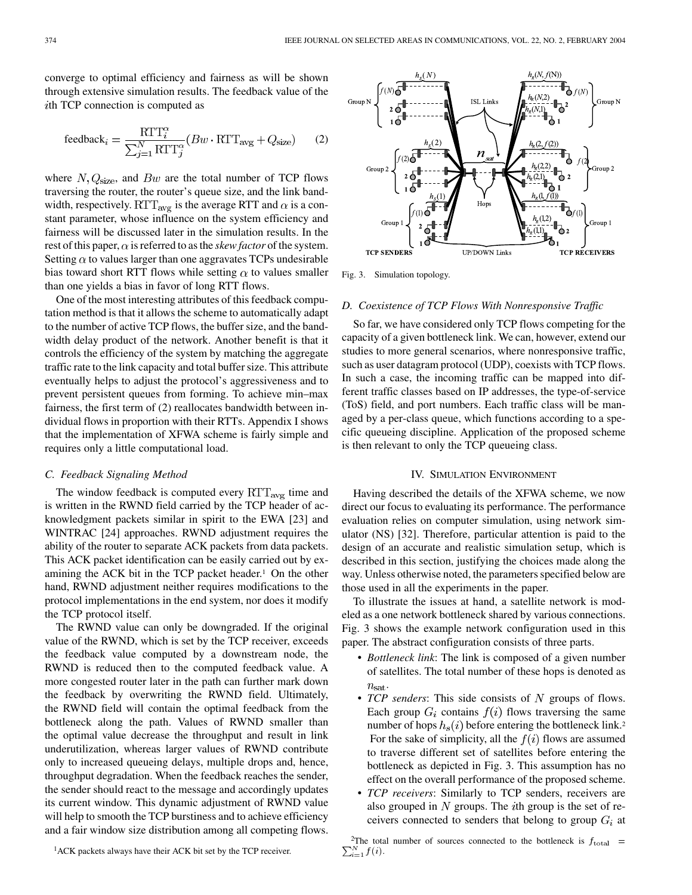converge to optimal efficiency and fairness as will be shown through extensive simulation results. The feedback value of the $i$th TCP connection is computed as

$$\text{feedback}_i = \frac{\text{RTT}_i^{\alpha}}{\sum_{j=1}^{N} \text{RTT}_j^{\alpha}} (Bw \cdot \text{RTT}_{\text{avg}} + Q_{\text{size}}) \quad (2)$$

where $N, Q_{\text{size}}$, and $Bw$ are the total number of TCP flows traversing the router, the router's queue size, and the link bandwidth, respectively. $\text{RTT}_{\text{avg}}$ is the average RTT and $\alpha$ is a constant parameter, whose influence on the system efficiency and fairness will be discussed later in the simulation results. In the rest of this paper, $\alpha$ is referred to as the *skew factor* of the system. Setting $\alpha$ to values larger than one aggravates TCPs undesirable bias toward short RTT flows while setting $\alpha$ to values smaller than one yields a bias in favor of long RTT flows.

One of the most interesting attributes of this feedback computation method is that it allows the scheme to automatically adapt to the number of active TCP flows, the buffer size, and the bandwidth delay product of the network. Another benefit is that it controls the efficiency of the system by matching the aggregate traffic rate to the link capacity and total buffer size. This attribute eventually helps to adjust the protocol's aggressiveness and to prevent persistent queues from forming. To achieve min–max fairness, the first term of (2) reallocates bandwidth between individual flows in proportion with their RTTs. Appendix I shows that the implementation of XFWA scheme is fairly simple and requires only a little computational load.

### C. Feedback Signaling Method

The window feedback is computed every $\text{RTT}_{\text{avg}}$ time and is written in the RWND field carried by the TCP header of acknowledgment packets similar in spirit to the EWA [23] and WINTRAC [24] approaches. RWND adjustment requires the ability of the router to separate ACK packets from data packets. This ACK packet identification can be easily carried out by examining the ACK bit in the TCP packet header.[1] On the other hand, RWND adjustment neither requires modifications to the protocol implementations in the end system, nor does it modify the TCP protocol itself.

The RWND value can only be downgraded. If the original value of the RWND, which is set by the TCP receiver, exceeds the feedback value computed by a downstream node, the RWND is reduced then to the computed feedback value. A more congested router later in the path can further mark down the feedback by overwriting the RWND field. Ultimately, the RWND field will contain the optimal feedback from the bottleneck along the path. Values of RWND smaller than the optimal value decrease the throughput and result in link underutilization, whereas larger values of RWND contribute only to increased queueing delays, multiple drops and, hence, throughput degradation. When the feedback reaches the sender, the sender should react to the message and accordingly updates its current window. This dynamic adjustment of RWND value will help to smooth the TCP burstiness and to achieve efficiency and a fair window size distribution among all competing flows.

[1] ACK packets always have their ACK bit set by the TCP receiver.

Fig. 3. Simulation topology.

### D. Coexistence of TCP Flows With Nonresponsive Traffic

So far, we have considered only TCP flows competing for the capacity of a given bottleneck link. We can, however, extend our studies to more general scenarios, where nonresponsive traffic, such as user datagram protocol (UDP), coexists with TCP flows. In such a case, the incoming traffic can be mapped into different traffic classes based on IP addresses, the type-of-service (ToS) field, and port numbers. Each traffic class will be managed by a per-class queue, which functions according to a specific queueing discipline. Application of the proposed scheme is then relevant to only the TCP queueing class.

## IV. Simulation Environment

Having described the details of the XFWA scheme, we now direct our focus to evaluating its performance. The performance evaluation relies on computer simulation, using network simulator (NS) [32]. Therefore, particular attention is paid to the design of an accurate and realistic simulation setup, which is described in this section, justifying the choices made along the way. Unless otherwise noted, the parameters specified below are those used in all the experiments in the paper.

To illustrate the issues at hand, a satellite network is modeled as a one network bottleneck shared by various connections. Fig. 3 shows the example network configuration used in this paper. The abstract configuration consists of three parts.

- *Bottleneck link*: The link is composed of a given number of satellites. The total number of these hops is denoted as $n_{\text{sat}}$.
- *TCP senders*: This side consists of $N$ groups of flows. Each group $G_i$ contains $f(i)$ flows traversing the same number of hops $h_s(i)$ before entering the bottleneck link.[2] For the sake of simplicity, all the $f(i)$ flows are assumed to traverse different set of satellites before entering the bottleneck as depicted in Fig. 3. This assumption has no effect on the overall performance of the proposed scheme.
- *TCP receivers*: Similarly to TCP senders, receivers are also grouped in $N$ groups. The $i$th group is the set of receivers connected to senders that belong to group $G_i$ at

[2] The total number of sources connected to the bottleneck is $f_{\text{total}} = \sum_{i=1}^{N} f(i)$.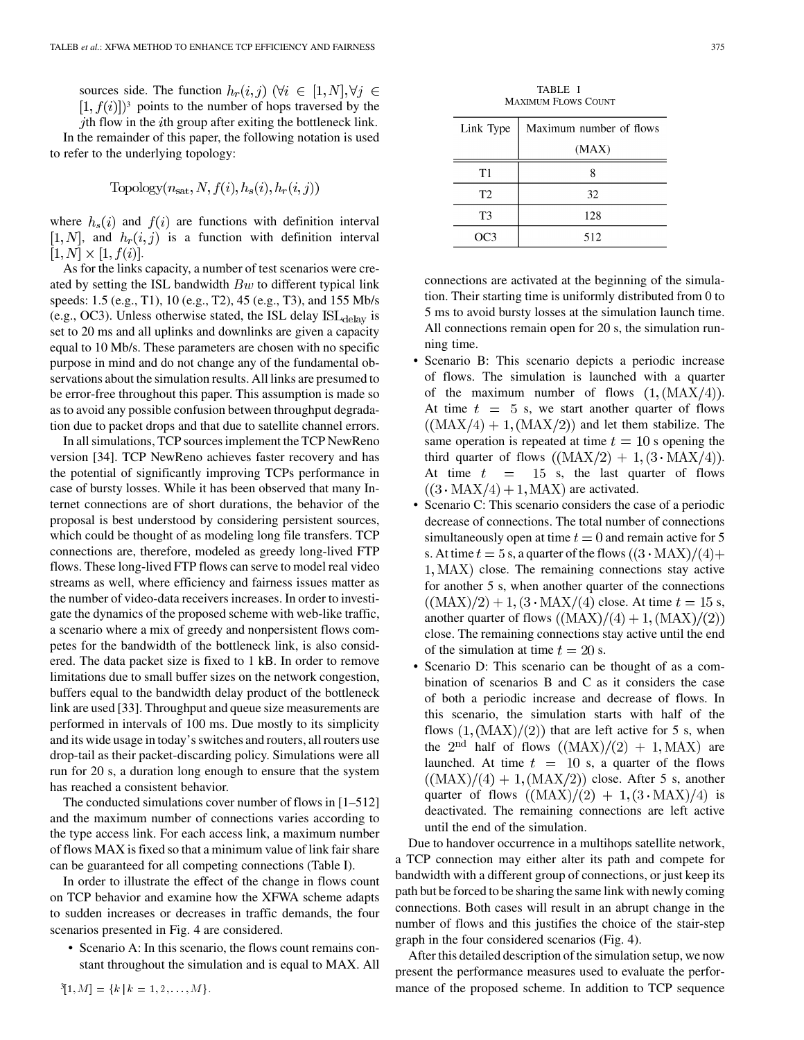sources side. The function $h_r(i,j)$ $(\forall i \in [1,N], \forall j \in [1,f(i)])$[3] points to the number of hops traversed by the $j$th flow in the $i$th group after exiting the bottleneck link.

In the remainder of this paper, the following notation is used to refer to the underlying topology:

$$\text{Topology}(n_{\text{sat}}, N, f(i), h_s(i), h_r(i,j))$$

where $h_s(i)$ and $f(i)$ are functions with definition interval $[1,N]$, and $h_r(i,j)$ is a function with definition interval $[1,N] \times [1,f(i)]$.

As for the links capacity, a number of test scenarios were created by setting the ISL bandwidth $Bw$ to different typical link speeds: 1.5 (e.g., T1), 10 (e.g., T2), 45 (e.g., T3), and 155 Mb/s (e.g., OC3). Unless otherwise stated, the ISL delay $\text{ISL}_{\text{delay}}$ is set to 20 ms and all uplinks and downlinks are given a capacity equal to 10 Mb/s. These parameters are chosen with no specific purpose in mind and do not change any of the fundamental observations about the simulation results. All links are presumed to be error-free throughout this paper. This assumption is made so as to avoid any possible confusion between throughput degradation due to packet drops and that due to satellite channel errors.

In all simulations, TCP sources implement the TCP NewReno version [34]. TCP NewReno achieves faster recovery and has the potential of significantly improving TCPs performance in case of bursty losses. While it has been observed that many Internet connections are of short durations, the behavior of the proposal is best understood by considering persistent sources, which could be thought of as modeling long file transfers. TCP connections are, therefore, modeled as greedy long-lived FTP flows. These long-lived FTP flows can serve to model real video streams as well, where efficiency and fairness issues matter as the number of video-data receivers increases. In order to investigate the dynamics of the proposed scheme with web-like traffic, a scenario where a mix of greedy and nonpersistent flows competes for the bandwidth of the bottleneck link, is also considered. The data packet size is fixed to 1 kB. In order to remove limitations due to small buffer sizes on the network congestion, buffers equal to the bandwidth delay product of the bottleneck link are used [33]. Throughput and queue size measurements are performed in intervals of 100 ms. Due mostly to its simplicity and its wide usage in today's switches and routers, all routers use drop-tail as their packet-discarding policy. Simulations were all run for 20 s, a duration long enough to ensure that the system has reached a consistent behavior.

The conducted simulations cover number of flows in [1–512] and the maximum number of connections varies according to the type access link. For each access link, a maximum number of flows MAX is fixed so that a minimum value of link fair share can be guaranteed for all competing connections (Table I).

TABLE I
MAXIMUM FLOWS COUNT

| Link Type | Maximum number of flows (MAX) |
|---|---|
| T1 | 8 |
| T2 | 32 |
| T3 | 128 |
| OC3 | 512 |

In order to illustrate the effect of the change in flows count on TCP behavior and examine how the XFWA scheme adapts to sudden increases or decreases in traffic demands, the four scenarios presented in Fig. 4 are considered.

- Scenario A: In this scenario, the flows count remains constant throughout the simulation and is equal to MAX. All connections are activated at the beginning of the simulation. Their starting time is uniformly distributed from 0 to 5 ms to avoid bursty losses at the simulation launch time. All connections remain open for 20 s, the simulation running time.
- Scenario B: This scenario depicts a periodic increase of flows. The simulation is launched with a quarter of the maximum number of flows $(1, (\text{MAX}/4))$. At time $t = 5$ s, we start another quarter of flows $((\text{MAX}/4)+1, (\text{MAX}/2))$ and let them stabilize. The same operation is repeated at time $t = 10$ s opening the third quarter of flows $((\text{MAX}/2)+1, (3\cdot\text{MAX}/4))$. At time $t = 15$ s, the last quarter of flows $((3\cdot\text{MAX}/4)+1, \text{MAX})$ are activated.
- Scenario C: This scenario considers the case of a periodic decrease of connections. The total number of connections simultaneously open at time $t = 0$ and remain active for 5 s. At time $t = 5$ s, a quarter of the flows $((3\cdot\text{MAX})/(4)+1, \text{MAX})$ close. The remaining connections stay active for another 5 s, when another quarter of the connections $((\text{MAX})/2)+1, (3\cdot\text{MAX}/(4)$ close. At time $t = 15$ s, another quarter of flows $((\text{MAX})/(4)+1, (\text{MAX})/(2))$ close. The remaining connections stay active until the end of the simulation at time $t = 20$ s.
- Scenario D: This scenario can be thought of as a combination of scenarios B and C as it considers the case of both a periodic increase and decrease of flows. In this scenario, the simulation starts with half of the flows $(1, (\text{MAX})/(2))$ that are left active for 5 s, when the $2^{\text{nd}}$ half of flows $((\text{MAX})/(2)+1, \text{MAX})$ are launched. At time $t = 10$ s, a quarter of the flows $((\text{MAX})/(4)+1, (\text{MAX}/2))$ close. After 5 s, another quarter of flows $((\text{MAX})/(2)+1, (3\cdot\text{MAX})/4)$ is deactivated. The remaining connections are left active until the end of the simulation.

Due to handover occurrence in a multihops satellite network, a TCP connection may either alter its path and compete for bandwidth with a different group of connections, or just keep its path but be forced to be sharing the same link with newly coming connections. Both cases will result in an abrupt change in the number of flows and this justifies the choice of the stair-step graph in the four considered scenarios (Fig. 4).

After this detailed description of the simulation setup, we now present the performance measures used to evaluate the performance of the proposed scheme. In addition to TCP sequence

[3] $[1,M] = \{k \,|\, k = 1,2,\ldots,M\}$.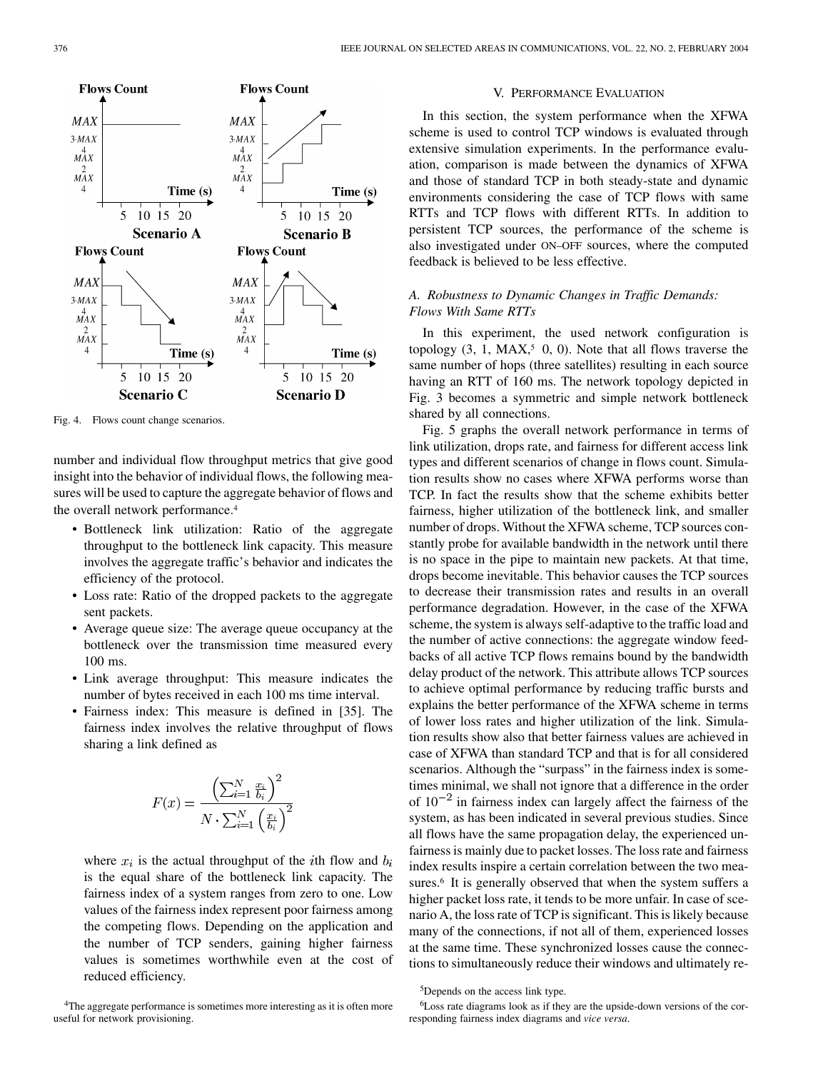Flows Count

MAX

3·MAX/4

MAX/2

MAX/4

Time (s)

5 10 15 20

Scenario A

Flows Count

MAX

3·MAX/4

MAX/2

MAX/4

Time (s)

5 10 15 20

Scenario B

Flows Count

MAX

3·MAX/4

MAX/2

MAX/4

Time (s)

5 10 15 20

Scenario C

Flows Count

MAX

3·MAX/4

MAX/2

MAX/4

Time (s)

5 10 15 20

Scenario D

Fig. 4. Flows count change scenarios.

number and individual flow throughput metrics that give good insight into the behavior of individual flows, the following measures will be used to capture the aggregate behavior of flows and the overall network performance.[4]

- Bottleneck link utilization: Ratio of the aggregate throughput to the bottleneck link capacity. This measure involves the aggregate traffic's behavior and indicates the efficiency of the protocol.
- Loss rate: Ratio of the dropped packets to the aggregate sent packets.
- Average queue size: The average queue occupancy at the bottleneck over the transmission time measured every 100 ms.
- Link average throughput: This measure indicates the number of bytes received in each 100 ms time interval.
- Fairness index: This measure is defined in [35]. The fairness index involves the relative throughput of flows sharing a link defined as

$$F(x) = \frac{\left(\sum_{i=1}^{N} \frac{x_i}{b_i}\right)^2}{N \cdot \sum_{i=1}^{N} \left(\frac{x_i}{b_i}\right)^2}$$

  where $x_i$ is the actual throughput of the $i$th flow and $b_i$ is the equal share of the bottleneck link capacity. The fairness index of a system ranges from zero to one. Low values of the fairness index represent poor fairness among the competing flows. Depending on the application and the number of TCP senders, gaining higher fairness values is sometimes worthwhile even at the cost of reduced efficiency.

[4]The aggregate performance is sometimes more interesting as it is often more useful for network provisioning.

## V. Performance Evaluation

In this section, the system performance when the XFWA scheme is used to control TCP windows is evaluated through extensive simulation experiments. In the performance evaluation, comparison is made between the dynamics of XFWA and those of standard TCP in both steady-state and dynamic environments considering the case of TCP flows with same RTTs and TCP flows with different RTTs. In addition to persistent TCP sources, the performance of the scheme is also investigated under ON–OFF sources, where the computed feedback is believed to be less effective.

### A. Robustness to Dynamic Changes in Traffic Demands: Flows With Same RTTs

In this experiment, the used network configuration is topology (3, 1, MAX,[5] 0, 0). Note that all flows traverse the same number of hops (three satellites) resulting in each source having an RTT of 160 ms. The network topology depicted in Fig. 3 becomes a symmetric and simple network bottleneck shared by all connections.

Fig. 5 graphs the overall network performance in terms of link utilization, drops rate, and fairness for different access link types and different scenarios of change in flows count. Simulation results show no cases where XFWA performs worse than TCP. In fact the results show that the scheme exhibits better fairness, higher utilization of the bottleneck link, and smaller number of drops. Without the XFWA scheme, TCP sources constantly probe for available bandwidth in the network until there is no space in the pipe to maintain new packets. At that time, drops become inevitable. This behavior causes the TCP sources to decrease their transmission rates and results in an overall performance degradation. However, in the case of the XFWA scheme, the system is always self-adaptive to the traffic load and the number of active connections: the aggregate window feedbacks of all active TCP flows remains bound by the bandwidth delay product of the network. This attribute allows TCP sources to achieve optimal performance by reducing traffic bursts and explains the better performance of the XFWA scheme in terms of lower loss rates and higher utilization of the link. Simulation results show also that better fairness values are achieved in case of XFWA than standard TCP and that is for all considered scenarios. Although the "surpass" in the fairness index is sometimes minimal, we shall not ignore that a difference in the order of $10^{-2}$ in fairness index can largely affect the fairness of the system, as has been indicated in several previous studies. Since all flows have the same propagation delay, the experienced unfairness is mainly due to packet losses. The loss rate and fairness index results inspire a certain correlation between the two measures.[6] It is generally observed that when the system suffers a higher packet loss rate, it tends to be more unfair. In case of scenario A, the loss rate of TCP is significant. This is likely because many of the connections, if not all of them, experienced losses at the same time. These synchronized losses cause the connections to simultaneously reduce their windows and ultimately re-

[5]Depends on the access link type.

[6]Loss rate diagrams look as if they are the upside-down versions of the corresponding fairness index diagrams and *vice versa*.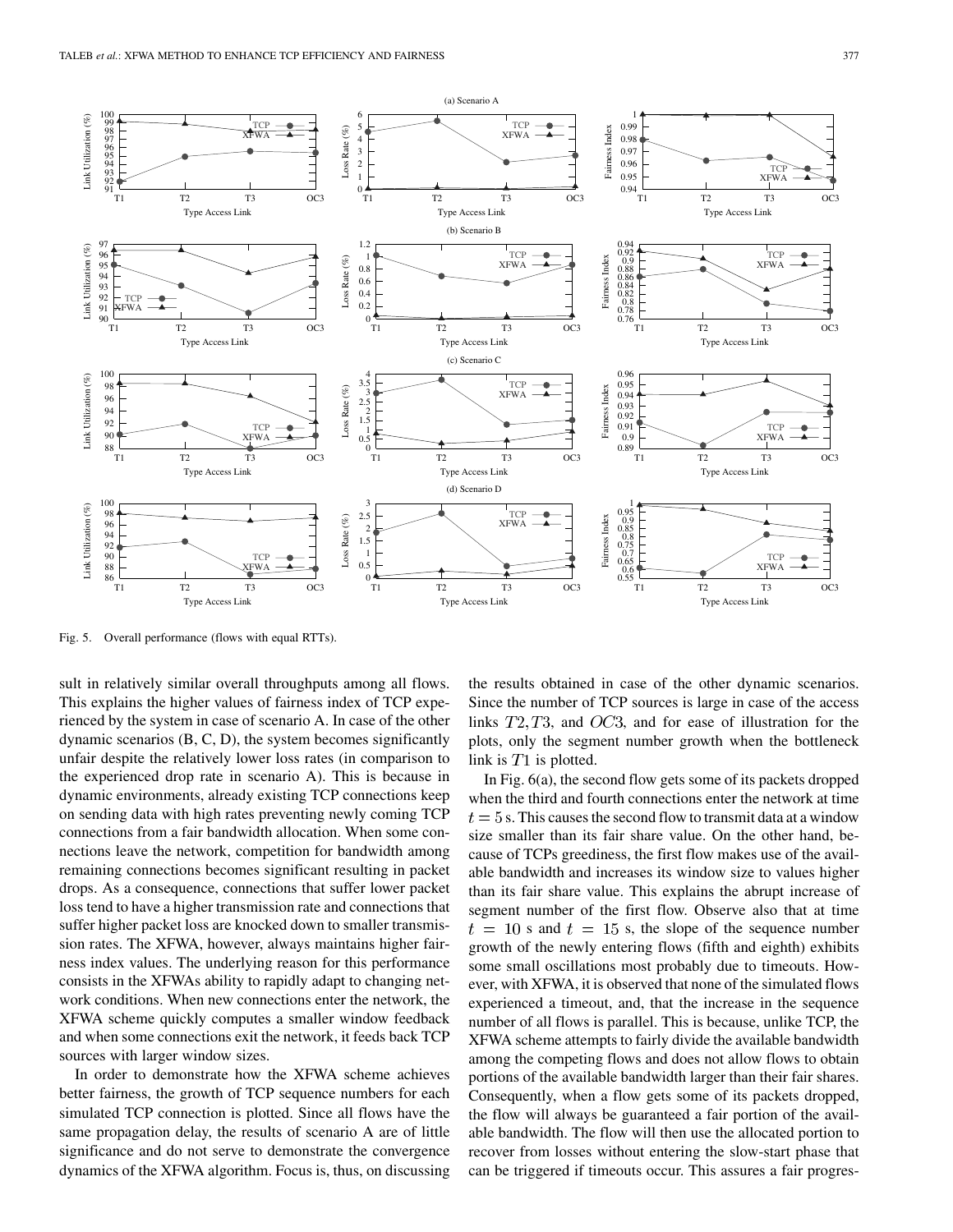Fig. 5. Overall performance (flows with equal RTTs).

sult in relatively similar overall throughputs among all flows. This explains the higher values of fairness index of TCP experienced by the system in case of scenario A. In case of the other dynamic scenarios (B, C, D), the system becomes significantly unfair despite the relatively lower loss rates (in comparison to the experienced drop rate in scenario A). This is because in dynamic environments, already existing TCP connections keep on sending data with high rates preventing newly coming TCP connections from a fair bandwidth allocation. When some connections leave the network, competition for bandwidth among remaining connections becomes significant resulting in packet drops. As a consequence, connections that suffer lower packet loss tend to have a higher transmission rate and connections that suffer higher packet loss are knocked down to smaller transmission rates. The XFWA, however, always maintains higher fairness index values. The underlying reason for this performance consists in the XFWAs ability to rapidly adapt to changing network conditions. When new connections enter the network, the XFWA scheme quickly computes a smaller window feedback and when some connections exit the network, it feeds back TCP sources with larger window sizes.

In order to demonstrate how the XFWA scheme achieves better fairness, the growth of TCP sequence numbers for each simulated TCP connection is plotted. Since all flows have the same propagation delay, the results of scenario A are of little significance and do not serve to demonstrate the convergence dynamics of the XFWA algorithm. Focus is, thus, on discussing the results obtained in case of the other dynamic scenarios. Since the number of TCP sources is large in case of the access links $T2, T3$, and $OC3$, and for ease of illustration for the plots, only the segment number growth when the bottleneck link is $T1$ is plotted.

In Fig. 6(a), the second flow gets some of its packets dropped when the third and fourth connections enter the network at time $t = 5$ s. This causes the second flow to transmit data at a window size smaller than its fair share value. On the other hand, because of TCPs greediness, the first flow makes use of the available bandwidth and increases its window size to values higher than its fair share value. This explains the abrupt increase of segment number of the first flow. Observe also that at time $t = 10$ s and $t = 15$ s, the slope of the sequence number growth of the newly entering flows (fifth and eighth) exhibits some small oscillations most probably due to timeouts. However, with XFWA, it is observed that none of the simulated flows experienced a timeout, and, that the increase in the sequence number of all flows is parallel. This is because, unlike TCP, the XFWA scheme attempts to fairly divide the available bandwidth among the competing flows and does not allow flows to obtain portions of the available bandwidth larger than their fair shares. Consequently, when a flow gets some of its packets dropped, the flow will always be guaranteed a fair portion of the available bandwidth. The flow will then use the allocated portion to recover from losses without entering the slow-start phase that can be triggered if timeouts occur. This assures a fair progres-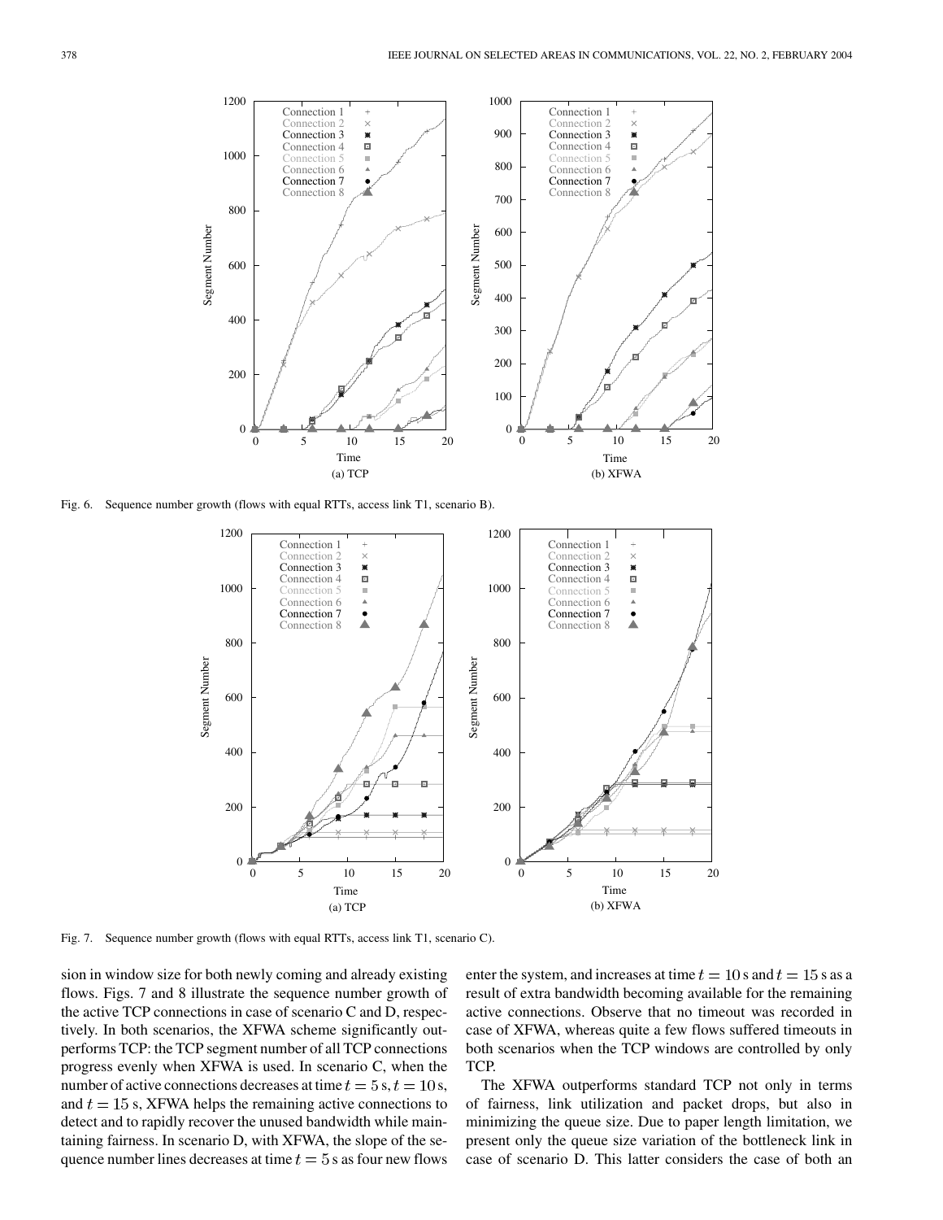Fig. 6. Sequence number growth (flows with equal RTTs, access link T1, scenario B).

Fig. 7. Sequence number growth (flows with equal RTTs, access link T1, scenario C).

sion in window size for both newly coming and already existing flows. Figs. 7 and 8 illustrate the sequence number growth of the active TCP connections in case of scenario C and D, respectively. In both scenarios, the XFWA scheme significantly outperforms TCP: the TCP segment number of all TCP connections progress evenly when XFWA is used. In scenario C, when the number of active connections decreases at time $t = 5$ s, $t = 10$ s, and $t = 15$ s, XFWA helps the remaining active connections to detect and to rapidly recover the unused bandwidth while maintaining fairness. In scenario D, with XFWA, the slope of the sequence number lines decreases at time $t = 5$ s as four new flows enter the system, and increases at time $t = 10$ s and $t = 15$ s as a result of extra bandwidth becoming available for the remaining active connections. Observe that no timeout was recorded in case of XFWA, whereas quite a few flows suffered timeouts in both scenarios when the TCP windows are controlled by only TCP.

The XFWA outperforms standard TCP not only in terms of fairness, link utilization and packet drops, but also in minimizing the queue size. Due to paper length limitation, we present only the queue size variation of the bottleneck link in case of scenario D. This latter considers the case of both an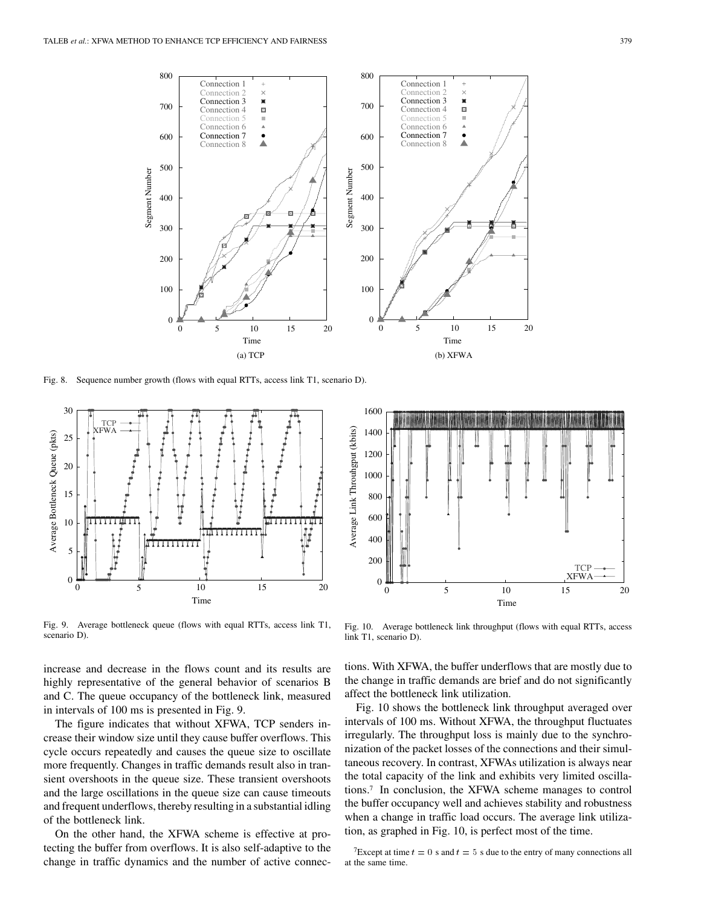Fig. 8. Sequence number growth (flows with equal RTTs, access link T1, scenario D).

Fig. 9. Average bottleneck queue (flows with equal RTTs, access link T1, scenario D).

Fig. 10. Average bottleneck link throughput (flows with equal RTTs, access link T1, scenario D).

increase and decrease in the flows count and its results are highly representative of the general behavior of scenarios B and C. The queue occupancy of the bottleneck link, measured in intervals of 100 ms is presented in Fig. 9.

The figure indicates that without XFWA, TCP senders increase their window size until they cause buffer overflows. This cycle occurs repeatedly and causes the queue size to oscillate more frequently. Changes in traffic demands result also in transient overshoots in the queue size. These transient overshoots and the large oscillations in the queue size can cause timeouts and frequent underflows, thereby resulting in a substantial idling of the bottleneck link.

On the other hand, the XFWA scheme is effective at protecting the buffer from overflows. It is also self-adaptive to the change in traffic dynamics and the number of active connections. With XFWA, the buffer underflows that are mostly due to the change in traffic demands are brief and do not significantly affect the bottleneck link utilization.

Fig. 10 shows the bottleneck link throughput averaged over intervals of 100 ms. Without XFWA, the throughput fluctuates irregularly. The throughput loss is mainly due to the synchronization of the packet losses of the connections and their simultaneous recovery. In contrast, XFWAs utilization is always near the total capacity of the link and exhibits very limited oscillations.[7] In conclusion, the XFWA scheme manages to control the buffer occupancy well and achieves stability and robustness when a change in traffic load occurs. The average link utilization, as graphed in Fig. 10, is perfect most of the time.

[7]Except at time $t = 0$ s and $t = 5$ s due to the entry of many connections all at the same time.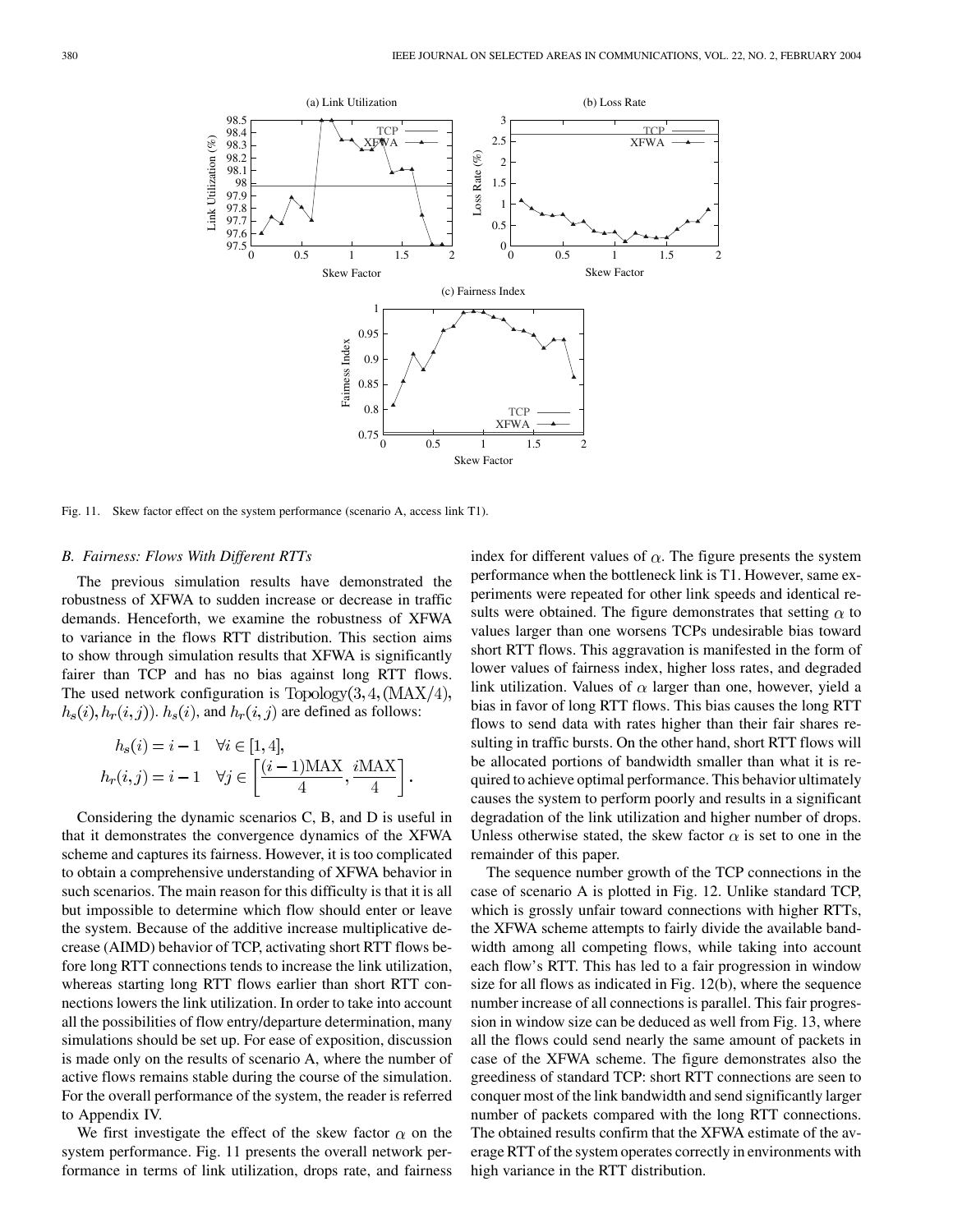Fig. 11. Skew factor effect on the system performance (scenario A, access link T1).

### B. Fairness: Flows With Different RTTs

The previous simulation results have demonstrated the robustness of XFWA to sudden increase or decrease in traffic demands. Henceforth, we examine the robustness of XFWA to variance in the flows RTT distribution. This section aims to show through simulation results that XFWA is significantly fairer than TCP and has no bias against long RTT flows. The used network configuration is $\text{Topology}(3, 4, (\text{MAX}/4), h_s(i), h_r(i, j))$. $h_s(i)$, and $h_r(i, j)$ are defined as follows:

$$h_s(i) = i - 1 \quad \forall i \in [1, 4],$$
$$h_r(i, j) = i - 1 \quad \forall j \in \left[\frac{(i-1)\text{MAX}}{4}, \frac{i\text{MAX}}{4}\right].$$

Considering the dynamic scenarios C, B, and D is useful in that it demonstrates the convergence dynamics of the XFWA scheme and captures its fairness. However, it is too complicated to obtain a comprehensive understanding of XFWA behavior in such scenarios. The main reason for this difficulty is that it is all but impossible to determine which flow should enter or leave the system. Because of the additive increase multiplicative decrease (AIMD) behavior of TCP, activating short RTT flows before long RTT connections tends to increase the link utilization, whereas starting long RTT flows earlier than short RTT connections lowers the link utilization. In order to take into account all the possibilities of flow entry/departure determination, many simulations should be set up. For ease of exposition, discussion is made only on the results of scenario A, where the number of active flows remains stable during the course of the simulation. For the overall performance of the system, the reader is referred to Appendix IV.

We first investigate the effect of the skew factor $\alpha$ on the system performance. Fig. 11 presents the overall network performance in terms of link utilization, drops rate, and fairness index for different values of $\alpha$. The figure presents the system performance when the bottleneck link is T1. However, same experiments were repeated for other link speeds and identical results were obtained. The figure demonstrates that setting $\alpha$ to values larger than one worsens TCPs undesirable bias toward short RTT flows. This aggravation is manifested in the form of lower values of fairness index, higher loss rates, and degraded link utilization. Values of $\alpha$ larger than one, however, yield a bias in favor of long RTT flows. This bias causes the long RTT flows to send data with rates higher than their fair shares resulting in traffic bursts. On the other hand, short RTT flows will be allocated portions of bandwidth smaller than what it is required to achieve optimal performance. This behavior ultimately causes the system to perform poorly and results in a significant degradation of the link utilization and higher number of drops. Unless otherwise stated, the skew factor $\alpha$ is set to one in the remainder of this paper.

The sequence number growth of the TCP connections in the case of scenario A is plotted in Fig. 12. Unlike standard TCP, which is grossly unfair toward connections with higher RTTs, the XFWA scheme attempts to fairly divide the available bandwidth among all competing flows, while taking into account each flow's RTT. This has led to a fair progression in window size for all flows as indicated in Fig. 12(b), where the sequence number increase of all connections is parallel. This fair progression in window size can be deduced as well from Fig. 13, where all the flows could send nearly the same amount of packets in case of the XFWA scheme. The figure demonstrates also the greediness of standard TCP: short RTT connections are seen to conquer most of the link bandwidth and send significantly larger number of packets compared with the long RTT connections. The obtained results confirm that the XFWA estimate of the average RTT of the system operates correctly in environments with high variance in the RTT distribution.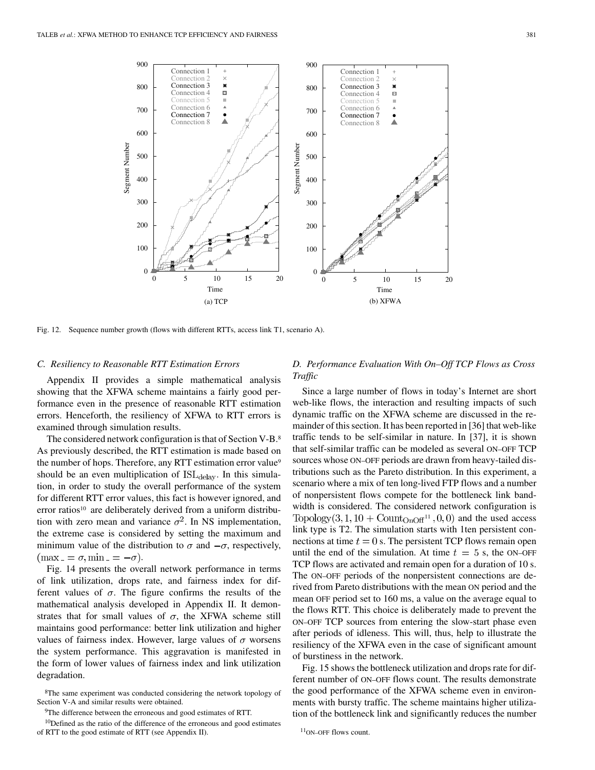Fig. 12. Sequence number growth (flows with different RTTs, access link T1, scenario A).

### C. Resiliency to Reasonable RTT Estimation Errors

Appendix II provides a simple mathematical analysis showing that the XFWA scheme maintains a fairly good performance even in the presence of reasonable RTT estimation errors. Henceforth, the resiliency of XFWA to RTT errors is examined through simulation results.

The considered network configuration is that of Section V-B.[8] As previously described, the RTT estimation is made based on the number of hops. Therefore, any RTT estimation error value[9] should be an even multiplication of $\mathrm{ISL}_{\mathrm{delay}}$. In this simulation, in order to study the overall performance of the system for different RTT error values, this fact is however ignored, and error ratios[10] are deliberately derived from a uniform distribution with zero mean and variance $\sigma^2$. In NS implementation, the extreme case is considered by setting the maximum and minimum value of the distribution to $\sigma$ and $-\sigma$, respectively, $(\max\_ = \sigma, \min\_ = -\sigma)$.

Fig. 14 presents the overall network performance in terms of link utilization, drops rate, and fairness index for different values of $\sigma$. The figure confirms the results of the mathematical analysis developed in Appendix II. It demonstrates that for small values of $\sigma$, the XFWA scheme still maintains good performance: better link utilization and higher values of fairness index. However, large values of $\sigma$ worsens the system performance. This aggravation is manifested in the form of lower values of fairness index and link utilization degradation.

[8]The same experiment was conducted considering the network topology of Section V-A and similar results were obtained.

[9]The difference between the erroneous and good estimates of RTT.

[10]Defined as the ratio of the difference of the erroneous and good estimates of RTT to the good estimate of RTT (see Appendix II).

### D. Performance Evaluation With On–Off TCP Flows as Cross Traffic

Since a large number of flows in today's Internet are short web-like flows, the interaction and resulting impacts of such dynamic traffic on the XFWA scheme are discussed in the remainder of this section. It has been reported in [36] that web-like traffic tends to be self-similar in nature. In [37], it is shown that self-similar traffic can be modeled as several ON–OFF TCP sources whose ON–OFF periods are drawn from heavy-tailed distributions such as the Pareto distribution. In this experiment, a scenario where a mix of ten long-lived FTP flows and a number of nonpersistent flows compete for the bottleneck link bandwidth is considered. The considered network configuration is $\mathrm{Topology}(3, 1, 10 + \mathrm{Count}_{\mathrm{OnOff}}{}^{11}, 0, 0)$ and the used access link type is T2. The simulation starts with 1ten persistent connections at time $t = 0$ s. The persistent TCP flows remain open until the end of the simulation. At time $t = 5$ s, the ON–OFF TCP flows are activated and remain open for a duration of 10 s. The ON–OFF periods of the nonpersistent connections are derived from Pareto distributions with the mean ON period and the mean OFF period set to 160 ms, a value on the average equal to the flows RTT. This choice is deliberately made to prevent the ON–OFF TCP sources from entering the slow-start phase even after periods of idleness. This will, thus, help to illustrate the resiliency of the XFWA even in the case of significant amount of burstiness in the network.

Fig. 15 shows the bottleneck utilization and drops rate for different number of ON–OFF flows count. The results demonstrate the good performance of the XFWA scheme even in environments with bursty traffic. The scheme maintains higher utilization of the bottleneck link and significantly reduces the number

[11]ON–OFF flows count.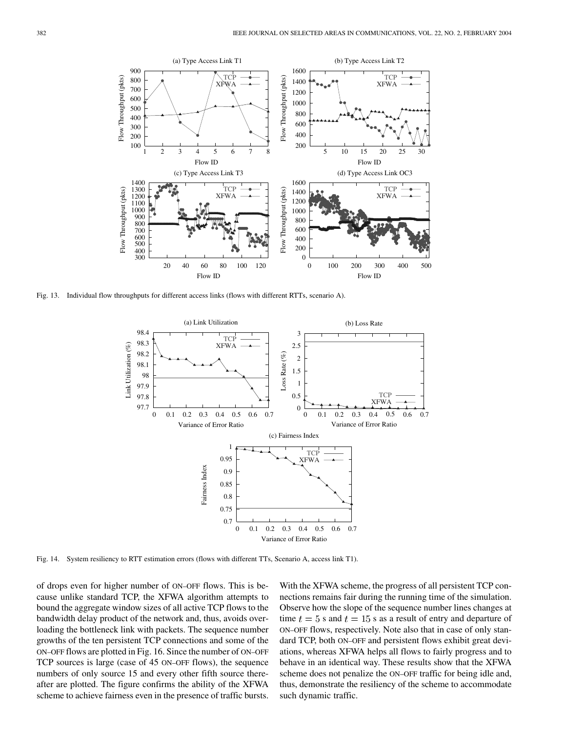Fig. 13. Individual flow throughputs for different access links (flows with different RTTs, scenario A).

Fig. 14. System resiliency to RTT estimation errors (flows with different TTs, Scenario A, access link T1).

of drops even for higher number of ON–OFF flows. This is because unlike standard TCP, the XFWA algorithm attempts to bound the aggregate window sizes of all active TCP flows to the bandwidth delay product of the network and, thus, avoids overloading the bottleneck link with packets. The sequence number growths of the ten persistent TCP connections and some of the ON–OFF flows are plotted in Fig. 16. Since the number of ON–OFF TCP sources is large (case of 45 ON–OFF flows), the sequence numbers of only source 15 and every other fifth source thereafter are plotted. The figure confirms the ability of the XFWA scheme to achieve fairness even in the presence of traffic bursts. With the XFWA scheme, the progress of all persistent TCP connections remains fair during the running time of the simulation. Observe how the slope of the sequence number lines changes at time $t = 5$ s and $t = 15$ s as a result of entry and departure of ON–OFF flows, respectively. Note also that in case of only standard TCP, both ON–OFF and persistent flows exhibit great deviations, whereas XFWA helps all flows to fairly progress and to behave in an identical way. These results show that the XFWA scheme does not penalize the ON–OFF traffic for being idle and, thus, demonstrate the resiliency of the scheme to accommodate such dynamic traffic.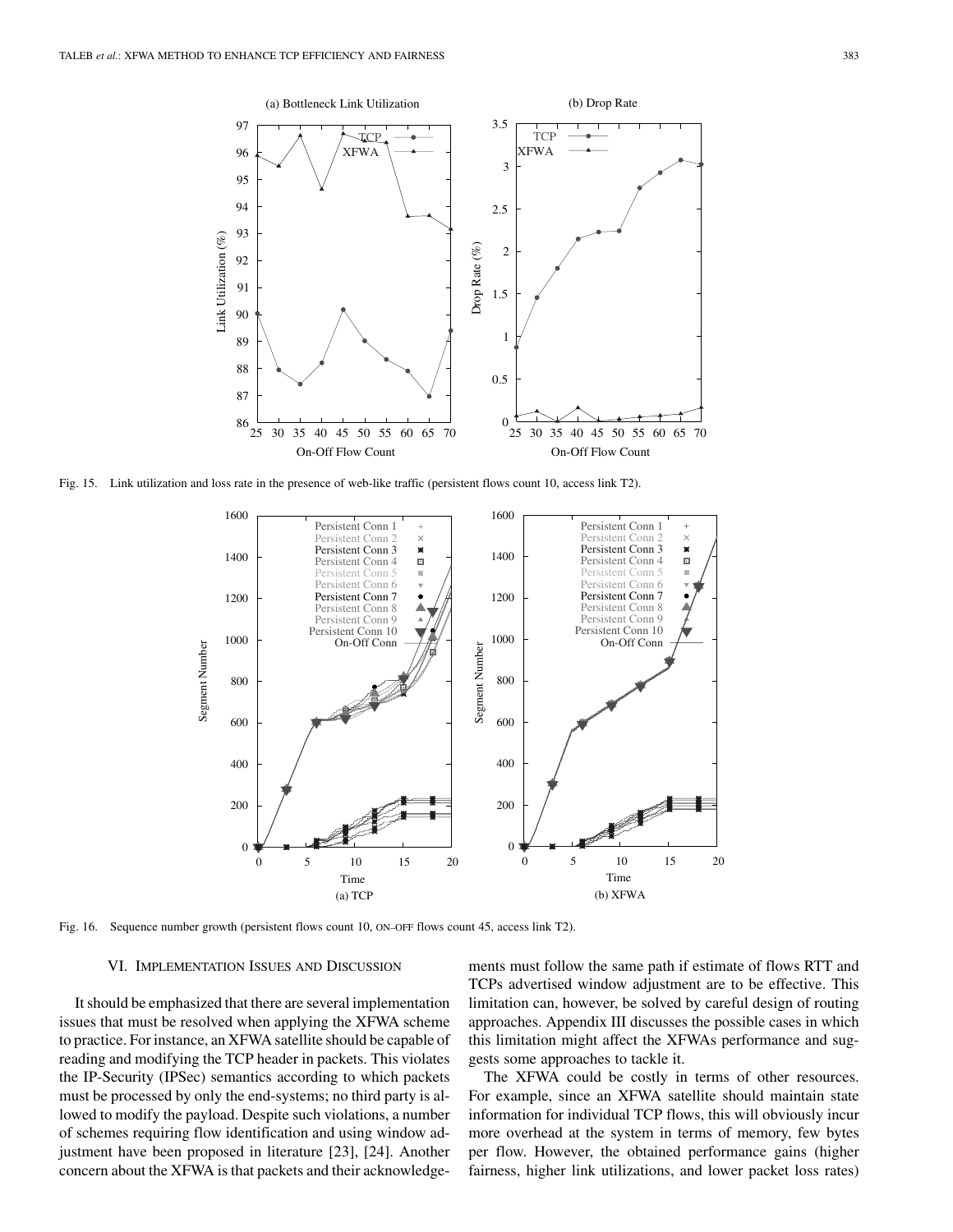Fig. 15. Link utilization and loss rate in the presence of web-like traffic (persistent flows count 10, access link T2).

Fig. 16. Sequence number growth (persistent flows count 10, ON–OFF flows count 45, access link T2).

## VI. Implementation Issues and Discussion

It should be emphasized that there are several implementation issues that must be resolved when applying the XFWA scheme to practice. For instance, an XFWA satellite should be capable of reading and modifying the TCP header in packets. This violates the IP-Security (IPSec) semantics according to which packets must be processed by only the end-systems; no third party is allowed to modify the payload. Despite such violations, a number of schemes requiring flow identification and using window adjustment have been proposed in literature [23], [24]. Another concern about the XFWA is that packets and their acknowledgements must follow the same path if estimate of flows RTT and TCPs advertised window adjustment are to be effective. This limitation can, however, be solved by careful design of routing approaches. Appendix III discusses the possible cases in which this limitation might affect the XFWAs performance and suggests some approaches to tackle it.

The XFWA could be costly in terms of other resources. For example, since an XFWA satellite should maintain state information for individual TCP flows, this will obviously incur more overhead at the system in terms of memory, few bytes per flow. However, the obtained performance gains (higher fairness, higher link utilizations, and lower packet loss rates)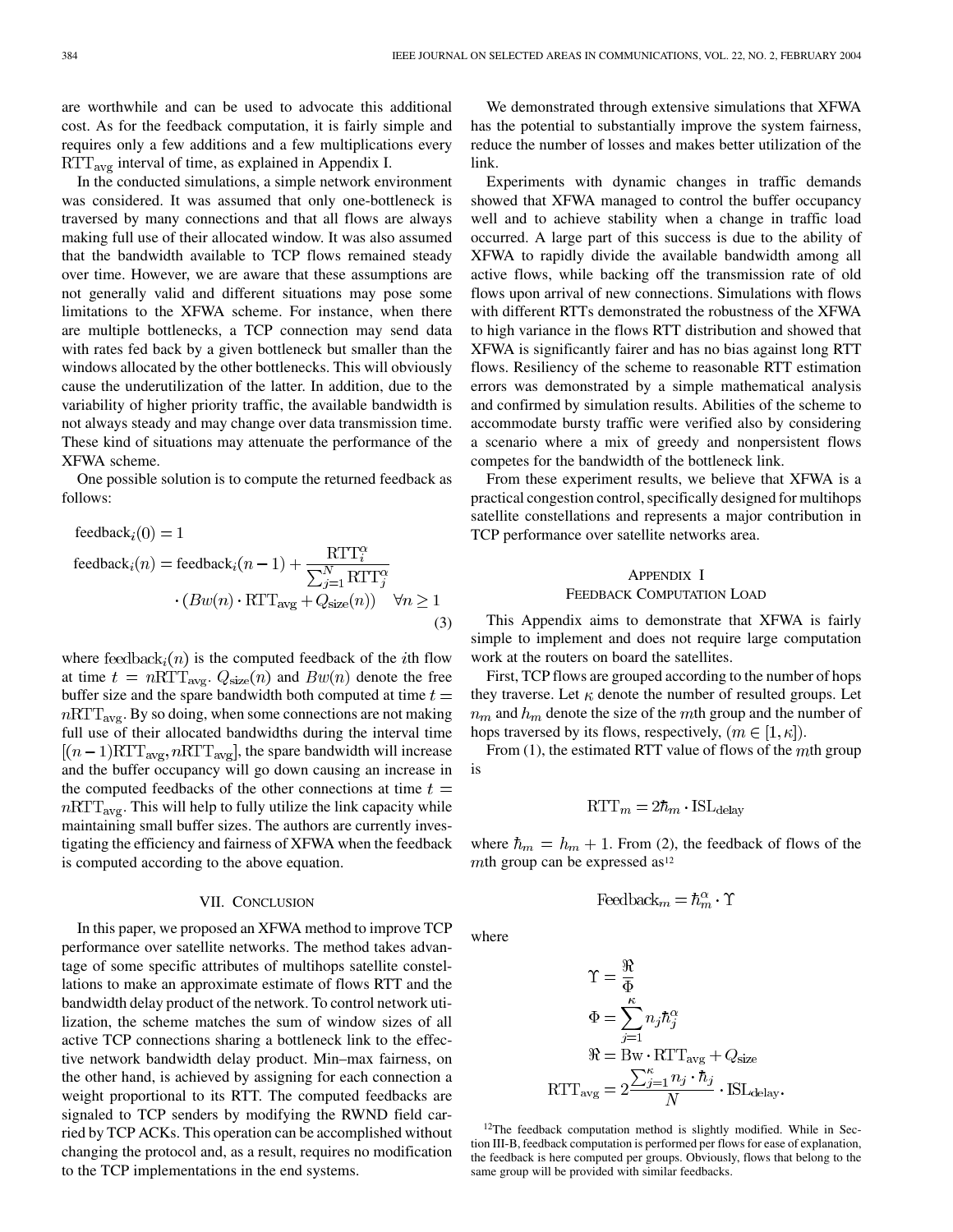are worthwhile and can be used to advocate this additional cost. As for the feedback computation, it is fairly simple and requires only a few additions and a few multiplications every $\mathrm{RTT}_{\mathrm{avg}}$ interval of time, as explained in Appendix I.

In the conducted simulations, a simple network environment was considered. It was assumed that only one-bottleneck is traversed by many connections and that all flows are always making full use of their allocated window. It was also assumed that the bandwidth available to TCP flows remained steady over time. However, we are aware that these assumptions are not generally valid and different situations may pose some limitations to the XFWA scheme. For instance, when there are multiple bottlenecks, a TCP connection may send data with rates fed back by a given bottleneck but smaller than the windows allocated by the other bottlenecks. This will obviously cause the underutilization of the latter. In addition, due to the variability of higher priority traffic, the available bandwidth is not always steady and may change over data transmission time. These kind of situations may attenuate the performance of the XFWA scheme.

One possible solution is to compute the returned feedback as follows:

$$
\begin{aligned}
\mathrm{feedback}_i(0) &= 1 \\
\mathrm{feedback}_i(n) &= \mathrm{feedback}_i(n-1) + \frac{\mathrm{RTT}_i^{\alpha}}{\sum_{j=1}^{N} \mathrm{RTT}_j^{\alpha}} \\
&\quad \cdot \left(Bw(n) \cdot \mathrm{RTT}_{\mathrm{avg}} + Q_{\mathrm{size}}(n)\right) \quad \forall n \geq 1
\end{aligned}
\tag{3}
$$

where $\mathrm{feedback}_i(n)$ is the computed feedback of the $i$th flow at time $t = n\mathrm{RTT}_{\mathrm{avg}}$. $Q_{\mathrm{size}}(n)$ and $Bw(n)$ denote the free buffer size and the spare bandwidth both computed at time $t = n\mathrm{RTT}_{\mathrm{avg}}$. By so doing, when some connections are not making full use of their allocated bandwidths during the interval time $[(n-1)\mathrm{RTT}_{\mathrm{avg}}, n\mathrm{RTT}_{\mathrm{avg}}]$, the spare bandwidth will increase and the buffer occupancy will go down causing an increase in the computed feedbacks of the other connections at time $t = n\mathrm{RTT}_{\mathrm{avg}}$. This will help to fully utilize the link capacity while maintaining small buffer sizes. The authors are currently investigating the efficiency and fairness of XFWA when the feedback is computed according to the above equation.

## VII. Conclusion

In this paper, we proposed an XFWA method to improve TCP performance over satellite networks. The method takes advantage of some specific attributes of multihops satellite constellations to make an approximate estimate of flows RTT and the bandwidth delay product of the network. To control network utilization, the scheme matches the sum of window sizes of all active TCP connections sharing a bottleneck link to the effective network bandwidth delay product. Min–max fairness, on the other hand, is achieved by assigning for each connection a weight proportional to its RTT. The computed feedbacks are signaled to TCP senders by modifying the RWND field carried by TCP ACKs. This operation can be accomplished without changing the protocol and, as a result, requires no modification to the TCP implementations in the end systems.

We demonstrated through extensive simulations that XFWA has the potential to substantially improve the system fairness, reduce the number of losses and makes better utilization of the link.

Experiments with dynamic changes in traffic demands showed that XFWA managed to control the buffer occupancy well and to achieve stability when a change in traffic load occurred. A large part of this success is due to the ability of XFWA to rapidly divide the available bandwidth among all active flows, while backing off the transmission rate of old flows upon arrival of new connections. Simulations with flows with different RTTs demonstrated the robustness of the XFWA to high variance in the flows RTT distribution and showed that XFWA is significantly fairer and has no bias against long RTT flows. Resiliency of the scheme to reasonable RTT estimation errors was demonstrated by a simple mathematical analysis and confirmed by simulation results. Abilities of the scheme to accommodate bursty traffic were verified also by considering a scenario where a mix of greedy and nonpersistent flows competes for the bandwidth of the bottleneck link.

From these experiment results, we believe that XFWA is a practical congestion control, specifically designed for multihops satellite constellations and represents a major contribution in TCP performance over satellite networks area.

## Appendix I
## Feedback Computation Load

This Appendix aims to demonstrate that XFWA is fairly simple to implement and does not require large computation work at the routers on board the satellites.

First, TCP flows are grouped according to the number of hops they traverse. Let $\kappa$ denote the number of resulted groups. Let $n_m$ and $h_m$ denote the size of the $m$th group and the number of hops traversed by its flows, respectively, $(m \in [1, \kappa])$.

From (1), the estimated RTT value of flows of the $m$th group is

$$
\mathrm{RTT}_m = 2\hbar_m \cdot \mathrm{ISL}_{\mathrm{delay}}
$$

where $\hbar_m = h_m + 1$. From (2), the feedback of flows of the $m$th group can be expressed as[12]

$$
\mathrm{Feedback}_m = \hbar_m^{\alpha} \cdot \Upsilon
$$

where

$$
\begin{aligned}
\Upsilon &= \frac{\Re}{\Phi} \\
\Phi &= \sum_{j=1}^{\kappa} n_j \hbar_j^{\alpha} \\
\Re &= \mathrm{Bw} \cdot \mathrm{RTT}_{\mathrm{avg}} + Q_{\mathrm{size}} \\
\mathrm{RTT}_{\mathrm{avg}} &= 2\frac{\sum_{j=1}^{\kappa} n_j \cdot \hbar_j}{N} \cdot \mathrm{ISL}_{\mathrm{delay}}.
\end{aligned}
$$

[12]The feedback computation method is slightly modified. While in Section III-B, feedback computation is performed per flows for ease of explanation, the feedback is here computed per groups. Obviously, flows that belong to the same group will be provided with similar feedbacks.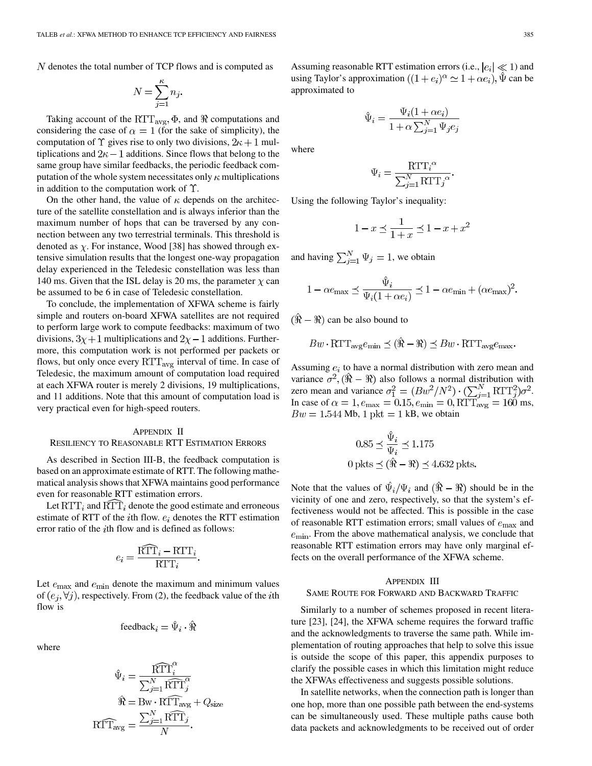$N$ denotes the total number of TCP flows and is computed as

$$N = \sum_{j=1}^{\kappa} n_j.$$

Taking account of the $\mathrm{RTT_{avg}}$, $\Phi$, and $\Re$ computations and considering the case of $\alpha = 1$ (for the sake of simplicity), the computation of $\Upsilon$ gives rise to only two divisions, $2\kappa + 1$ multiplications and $2\kappa - 1$ additions. Since flows that belong to the same group have similar feedbacks, the periodic feedback computation of the whole system necessitates only $\kappa$ multiplications in addition to the computation work of $\Upsilon$.

On the other hand, the value of $\kappa$ depends on the architecture of the satellite constellation and is always inferior than the maximum number of hops that can be traversed by any connection between any two terrestrial terminals. This threshold is denoted as $\chi$. For instance, Wood [38] has showed through extensive simulation results that the longest one-way propagation delay experienced in the Teledesic constellation was less than 140 ms. Given that the ISL delay is 20 ms, the parameter $\chi$ can be assumed to be 6 in case of Teledesic constellation.

To conclude, the implementation of XFWA scheme is fairly simple and routers on-board XFWA satellites are not required to perform large work to compute feedbacks: maximum of two divisions, $3\chi + 1$ multiplications and $2\chi - 1$ additions. Furthermore, this computation work is not performed per packets or flows, but only once every $\mathrm{RTT_{avg}}$ interval of time. In case of Teledesic, the maximum amount of computation load required at each XFWA router is merely 2 divisions, 19 multiplications, and 11 additions. Note that this amount of computation load is very practical even for high-speed routers.

## Appendix II
## Resiliency to Reasonable RTT Estimation Errors

As described in Section III-B, the feedback computation is based on an approximate estimate of RTT. The following mathematical analysis shows that XFWA maintains good performance even for reasonable RTT estimation errors.

Let $\mathrm{RTT}_i$ and $\widehat{\mathrm{RTT}}_i$ denote the good estimate and erroneous estimate of RTT of the $i$th flow. $e_i$ denotes the RTT estimation error ratio of the $i$th flow and is defined as follows:

$$e_i = \frac{\widehat{\mathrm{RTT}}_i - \mathrm{RTT}_i}{\mathrm{RTT}_i}.$$

Let $e_{\max}$ and $e_{\min}$ denote the maximum and minimum values of $(e_j, \forall j)$, respectively. From (2), the feedback value of the $i$th flow is

$$\mathrm{feedback}_i = \hat{\Psi}_i \cdot \hat{\Re}$$

where

$$\hat{\Psi}_i = \frac{\widehat{\mathrm{RTT}}_i^{\alpha}}{\sum_{j=1}^{N} \widehat{\mathrm{RTT}}_j^{\alpha}}$$

$$\hat{\Re} = \mathrm{Bw} \cdot \widehat{\mathrm{RTT}}_{\mathrm{avg}} + Q_{\mathrm{size}}$$

$$\widehat{\mathrm{RTT}}_{\mathrm{avg}} = \frac{\sum_{j=1}^{N} \widehat{\mathrm{RTT}}_j}{N}.$$

Assuming reasonable RTT estimation errors (i.e., $|e_i| \ll 1$) and using Taylor's approximation ($(1 + e_i)^{\alpha} \simeq 1 + \alpha e_i$), $\hat{\Psi}$ can be approximated to

$$\hat{\Psi}_i = \frac{\Psi_i (1 + \alpha e_i)}{1 + \alpha \sum_{j=1}^{N} \Psi_j e_j}$$

where

$$\Psi_i = \frac{\mathrm{RTT}_i^{\alpha}}{\sum_{j=1}^{N} \mathrm{RTT}_j^{\alpha}}.$$

Using the following Taylor's inequality:

$$1 - x \preceq \frac{1}{1 + x} \preceq 1 - x + x^2$$

and having $\sum_{j=1}^{N} \Psi_j = 1$, we obtain

$$1 - \alpha e_{\max} \preceq \frac{\hat{\Psi}_i}{\Psi_i (1 + \alpha e_i)} \preceq 1 - \alpha e_{\min} + (\alpha e_{\max})^2.$$

$(\hat{\Re} - \Re)$ can be also bound to

$$Bw \cdot \mathrm{RTT_{avg}} e_{\min} \preceq (\hat{\Re} - \Re) \preceq Bw \cdot \mathrm{RTT_{avg}} e_{\max}.$$

Assuming $e_i$ to have a normal distribution with zero mean and variance $\sigma^2$, $(\hat{\Re} - \Re)$ also follows a normal distribution with zero mean and variance $\sigma_1^2 = (Bw^2/N^2) \cdot (\sum_{j=1}^{N} \mathrm{RTT}_j^2) \sigma^2$. In case of $\alpha = 1, e_{\max} = 0.15, e_{\min} = 0, \mathrm{RTT_{avg}} = 160$ ms, $Bw = 1.544$ Mb, 1 pkt = 1 kB, we obtain

$$0.85 \preceq \frac{\hat{\Psi}_i}{\Psi_i} \preceq 1.175$$

$$0 \text{ pkts} \preceq (\hat{\Re} - \Re) \preceq 4.632 \text{ pkts}.$$

Note that the values of $\hat{\Psi}_i/\Psi_i$ and $(\hat{\Re} - \Re)$ should be in the vicinity of one and zero, respectively, so that the system's effectiveness would not be affected. This is possible in the case of reasonable RTT estimation errors; small values of $e_{\max}$ and $e_{\min}$. From the above mathematical analysis, we conclude that reasonable RTT estimation errors may have only marginal effects on the overall performance of the XFWA scheme.

## Appendix III
## Same Route for Forward and Backward Traffic

Similarly to a number of schemes proposed in recent literature [23], [24], the XFWA scheme requires the forward traffic and the acknowledgments to traverse the same path. While implementation of routing approaches that help to solve this issue is outside the scope of this paper, this appendix purposes to clarify the possible cases in which this limitation might reduce the XFWAs effectiveness and suggests possible solutions.

In satellite networks, when the connection path is longer than one hop, more than one possible path between the end-systems can be simultaneously used. These multiple paths cause both data packets and acknowledgments to be received out of order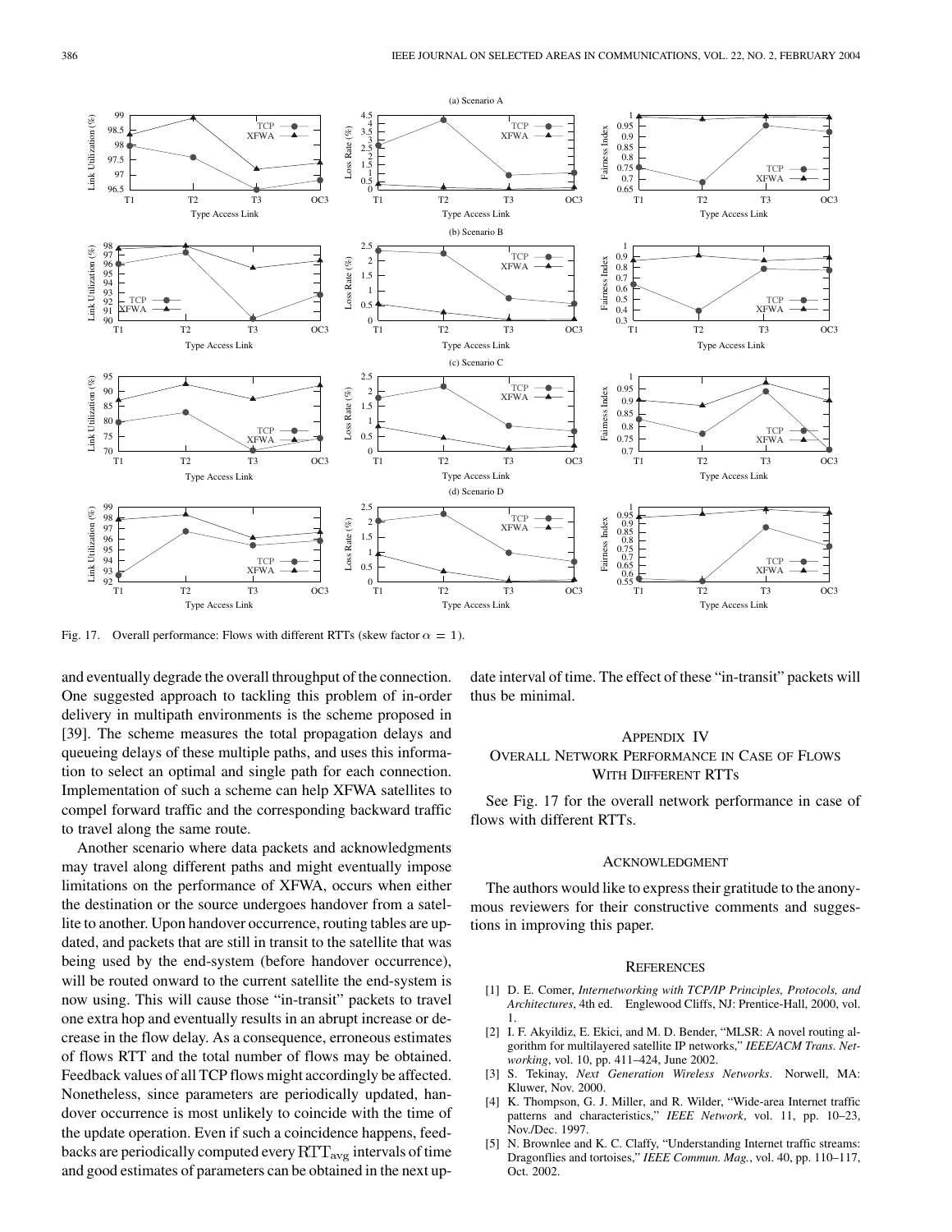Fig. 17. Overall performance: Flows with different RTTs (skew factor $\alpha = 1$).

and eventually degrade the overall throughput of the connection. One suggested approach to tackling this problem of in-order delivery in multipath environments is the scheme proposed in [39]. The scheme measures the total propagation delays and queueing delays of these multiple paths, and uses this information to select an optimal and single path for each connection. Implementation of such a scheme can help XFWA satellites to compel forward traffic and the corresponding backward traffic to travel along the same route.

Another scenario where data packets and acknowledgments may travel along different paths and might eventually impose limitations on the performance of XFWA, occurs when either the destination or the source undergoes handover from a satellite to another. Upon handover occurrence, routing tables are updated, and packets that are still in transit to the satellite that was being used by the end-system (before handover occurrence), will be routed onward to the current satellite the end-system is now using. This will cause those "in-transit" packets to travel one extra hop and eventually results in an abrupt increase or decrease in the flow delay. As a consequence, erroneous estimates of flows RTT and the total number of flows may be obtained. Feedback values of all TCP flows might accordingly be affected. Nonetheless, since parameters are periodically updated, handover occurrence is most unlikely to coincide with the time of the update operation. Even if such a coincidence happens, feedbacks are periodically computed every $\mathrm{RTT}_{\mathrm{avg}}$ intervals of time and good estimates of parameters can be obtained in the next update interval of time. The effect of these "in-transit" packets will thus be minimal.

## Appendix IV
## Overall Network Performance in Case of Flows With Different RTTs

See Fig. 17 for the overall network performance in case of flows with different RTTs.

## Acknowledgment

The authors would like to express their gratitude to the anonymous reviewers for their constructive comments and suggestions in improving this paper.

## References

[1] D. E. Comer, *Internetworking with TCP/IP Principles, Protocols, and Architectures*, 4th ed. Englewood Cliffs, NJ: Prentice-Hall, 2000, vol. 1.

[2] I. F. Akyildiz, E. Ekici, and M. D. Bender, "MLSR: A novel routing algorithm for multilayered satellite IP networks," *IEEE/ACM Trans. Networking*, vol. 10, pp. 411–424, June 2002.

[3] S. Tekinay, *Next Generation Wireless Networks*. Norwell, MA: Kluwer, Nov. 2000.

[4] K. Thompson, G. J. Miller, and R. Wilder, "Wide-area Internet traffic patterns and characteristics," *IEEE Network*, vol. 11, pp. 10–23, Nov./Dec. 1997.

[5] N. Brownlee and K. C. Claffy, "Understanding Internet traffic streams: Dragonflies and tortoises," *IEEE Commun. Mag.*, vol. 40, pp. 110–117, Oct. 2002.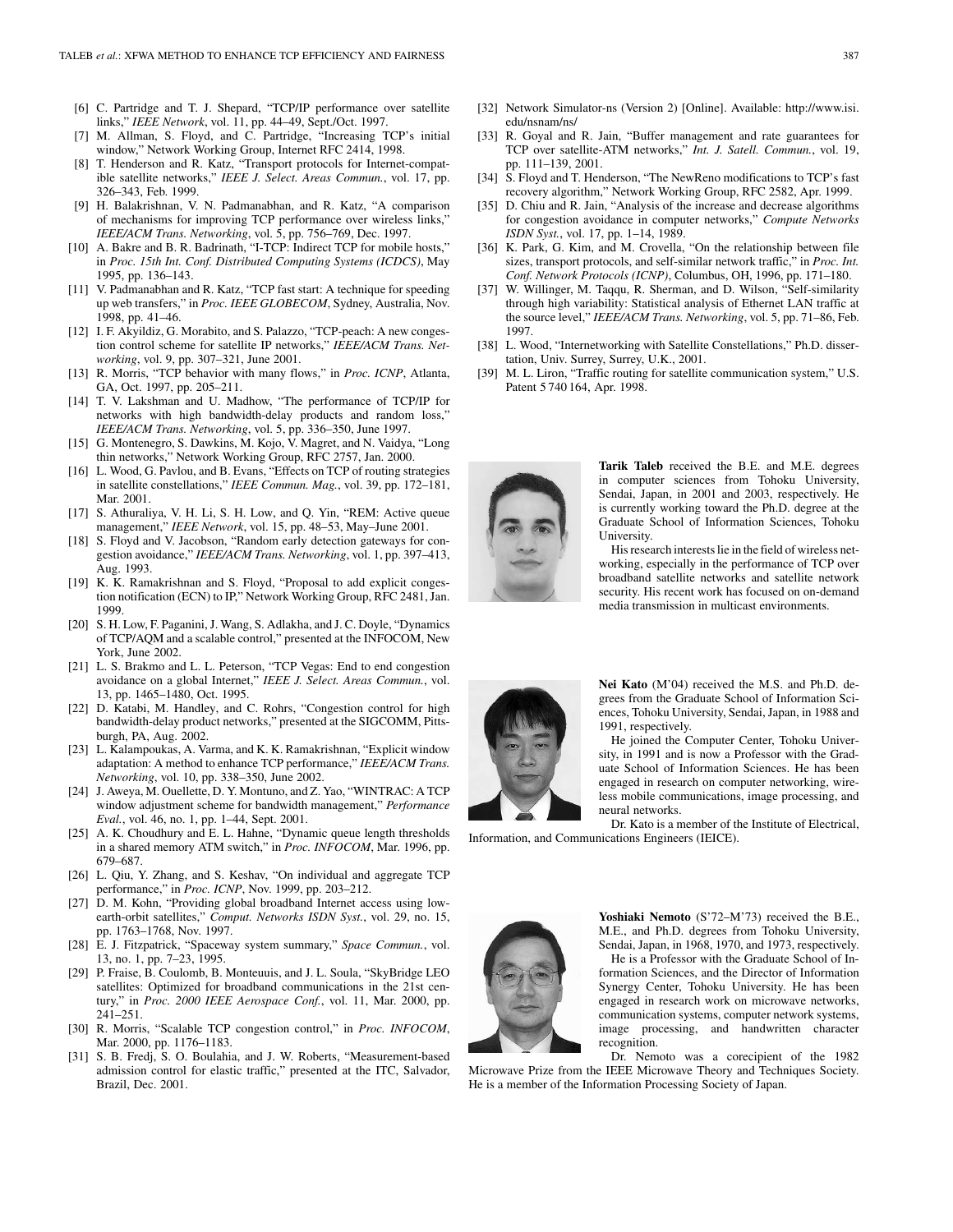[6] C. Partridge and T. J. Shepard, "TCP/IP performance over satellite links," *IEEE Network*, vol. 11, pp. 44–49, Sept./Oct. 1997.

[7] M. Allman, S. Floyd, and C. Partridge, "Increasing TCP's initial window," Network Working Group, Internet RFC 2414, 1998.

[8] T. Henderson and R. Katz, "Transport protocols for Internet-compatible satellite networks," *IEEE J. Select. Areas Commun.*, vol. 17, pp. 326–343, Feb. 1999.

[9] H. Balakrishnan, V. N. Padmanabhan, and R. Katz, "A comparison of mechanisms for improving TCP performance over wireless links," *IEEE/ACM Trans. Networking*, vol. 5, pp. 756–769, Dec. 1997.

[10] A. Bakre and B. R. Badrinath, "I-TCP: Indirect TCP for mobile hosts," in *Proc. 15th Int. Conf. Distributed Computing Systems (ICDCS)*, May 1995, pp. 136–143.

[11] V. Padmanabhan and R. Katz, "TCP fast start: A technique for speeding up web transfers," in *Proc. IEEE GLOBECOM*, Sydney, Australia, Nov. 1998, pp. 41–46.

[12] I. F. Akyildiz, G. Morabito, and S. Palazzo, "TCP-peach: A new congestion control scheme for satellite IP networks," *IEEE/ACM Trans. Networking*, vol. 9, pp. 307–321, June 2001.

[13] R. Morris, "TCP behavior with many flows," in *Proc. ICNP*, Atlanta, GA, Oct. 1997, pp. 205–211.

[14] T. V. Lakshman and U. Madhow, "The performance of TCP/IP for networks with high bandwidth-delay products and random loss," *IEEE/ACM Trans. Networking*, vol. 5, pp. 336–350, June 1997.

[15] G. Montenegro, S. Dawkins, M. Kojo, V. Magret, and N. Vaidya, "Long thin networks," Network Working Group, RFC 2757, Jan. 2000.

[16] L. Wood, G. Pavlou, and B. Evans, "Effects on TCP of routing strategies in satellite constellations," *IEEE Commun. Mag.*, vol. 39, pp. 172–181, Mar. 2001.

[17] S. Athuraliya, V. H. Li, S. H. Low, and Q. Yin, "REM: Active queue management," *IEEE Network*, vol. 15, pp. 48–53, May–June 2001.

[18] S. Floyd and V. Jacobson, "Random early detection gateways for congestion avoidance," *IEEE/ACM Trans. Networking*, vol. 1, pp. 397–413, Aug. 1993.

[19] K. K. Ramakrishnan and S. Floyd, "Proposal to add explicit congestion notification (ECN) to IP," Network Working Group, RFC 2481, Jan. 1999.

[20] S. H. Low, F. Paganini, J. Wang, S. Adlakha, and J. C. Doyle, "Dynamics of TCP/AQM and a scalable control," presented at the INFOCOM, New York, June 2002.

[21] L. S. Brakmo and L. L. Peterson, "TCP Vegas: End to end congestion avoidance on a global Internet," *IEEE J. Select. Areas Commun.*, vol. 13, pp. 1465–1480, Oct. 1995.

[22] D. Katabi, M. Handley, and C. Rohrs, "Congestion control for high bandwidth-delay product networks," presented at the SIGCOMM, Pittsburgh, PA, Aug. 2002.

[23] L. Kalampoukas, A. Varma, and K. K. Ramakrishnan, "Explicit window adaptation: A method to enhance TCP performance," *IEEE/ACM Trans. Networking*, vol. 10, pp. 338–350, June 2002.

[24] J. Aweya, M. Ouellette, D. Y. Montuno, and Z. Yao, "WINTRAC: A TCP window adjustment scheme for bandwidth management," *Performance Eval.*, vol. 46, no. 1, pp. 1–44, Sept. 2001.

[25] A. K. Choudhury and E. L. Hahne, "Dynamic queue length thresholds in a shared memory ATM switch," in *Proc. INFOCOM*, Mar. 1996, pp. 679–687.

[26] L. Qiu, Y. Zhang, and S. Keshav, "On individual and aggregate TCP performance," in *Proc. ICNP*, Nov. 1999, pp. 203–212.

[27] D. M. Kohn, "Providing global broadband Internet access using low-earth-orbit satellites," *Comput. Networks ISDN Syst.*, vol. 29, no. 15, pp. 1763–1768, Nov. 1997.

[28] E. J. Fitzpatrick, "Spaceway system summary," *Space Commun.*, vol. 13, no. 1, pp. 7–23, 1995.

[29] P. Fraise, B. Coulomb, B. Monteuuis, and J. L. Soula, "SkyBridge LEO satellites: Optimized for broadband communications in the 21st century," in *Proc. 2000 IEEE Aerospace Conf.*, vol. 11, Mar. 2000, pp. 241–251.

[30] R. Morris, "Scalable TCP congestion control," in *Proc. INFOCOM*, Mar. 2000, pp. 1176–1183.

[31] S. B. Fredj, S. O. Boulahia, and J. W. Roberts, "Measurement-based admission control for elastic traffic," presented at the ITC, Salvador, Brazil, Dec. 2001.

[32] Network Simulator-ns (Version 2) [Online]. Available: http://www.isi.edu/nsnam/ns/

[33] R. Goyal and R. Jain, "Buffer management and rate guarantees for TCP over satellite-ATM networks," *Int. J. Satell. Commun.*, vol. 19, pp. 111–139, 2001.

[34] S. Floyd and T. Henderson, "The NewReno modifications to TCP's fast recovery algorithm," Network Working Group, RFC 2582, Apr. 1999.

[35] D. Chiu and R. Jain, "Analysis of the increase and decrease algorithms for congestion avoidance in computer networks," *Compute Networks ISDN Syst.*, vol. 17, pp. 1–14, 1989.

[36] K. Park, G. Kim, and M. Crovella, "On the relationship between file sizes, transport protocols, and self-similar network traffic," in *Proc. Int. Conf. Network Protocols (ICNP)*, Columbus, OH, 1996, pp. 171–180.

[37] W. Willinger, M. Taqqu, R. Sherman, and D. Wilson, "Self-similarity through high variability: Statistical analysis of Ethernet LAN traffic at the source level," *IEEE/ACM Trans. Networking*, vol. 5, pp. 71–86, Feb. 1997.

[38] L. Wood, "Internetworking with Satellite Constellations," Ph.D. dissertation, Univ. Surrey, Surrey, U.K., 2001.

[39] M. L. Liron, "Traffic routing for satellite communication system," U.S. Patent 5 740 164, Apr. 1998.

**Tarik Taleb** received the B.E. and M.E. degrees in computer sciences from Tohoku University, Sendai, Japan, in 2001 and 2003, respectively. He is currently working toward the Ph.D. degree at the Graduate School of Information Sciences, Tohoku University.

His research interests lie in the field of wireless networking, especially in the performance of TCP over broadband satellite networks and satellite network security. His recent work has focused on on-demand media transmission in multicast environments.

**Nei Kato** (M'04) received the M.S. and Ph.D. degrees from the Graduate School of Information Sciences, Tohoku University, Sendai, Japan, in 1988 and 1991, respectively.

He joined the Computer Center, Tohoku University, in 1991 and is now a Professor with the Graduate School of Information Sciences. He has been engaged in research on computer networking, wireless mobile communications, image processing, and neural networks.

Dr. Kato is a member of the Institute of Electrical, Information, and Communications Engineers (IEICE).

**Yoshiaki Nemoto** (S'72–M'73) received the B.E., M.E., and Ph.D. degrees from Tohoku University, Sendai, Japan, in 1968, 1970, and 1973, respectively.

He is a Professor with the Graduate School of Information Sciences, and the Director of Information Synergy Center, Tohoku University. He has been engaged in research work on microwave networks, communication systems, computer network systems, image processing, and handwritten character recognition.

Dr. Nemoto was a corecipient of the 1982 Microwave Prize from the IEEE Microwave Theory and Techniques Society. He is a member of the Information Processing Society of Japan.